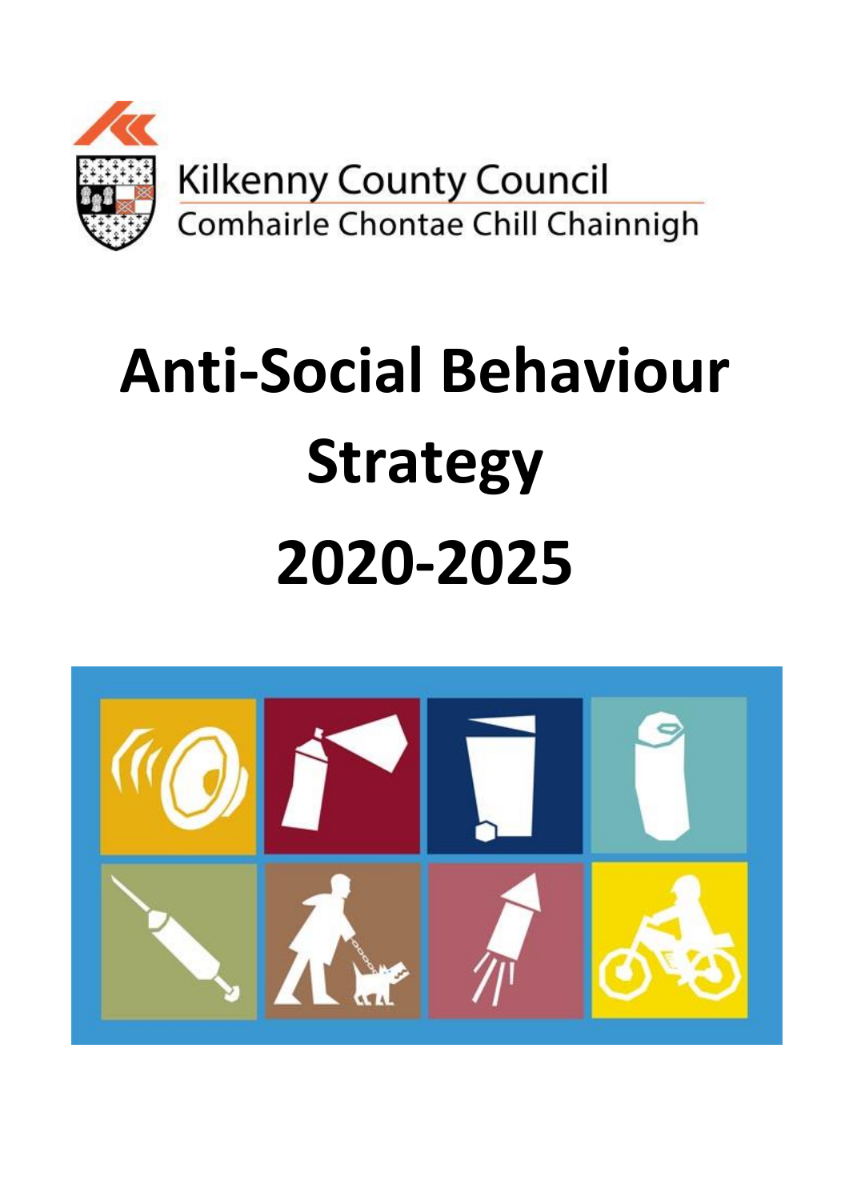Kilkenny County Council

Comhairle Chontae Chill Chainnigh

# Anti-Social Behaviour Strategy 2020-2025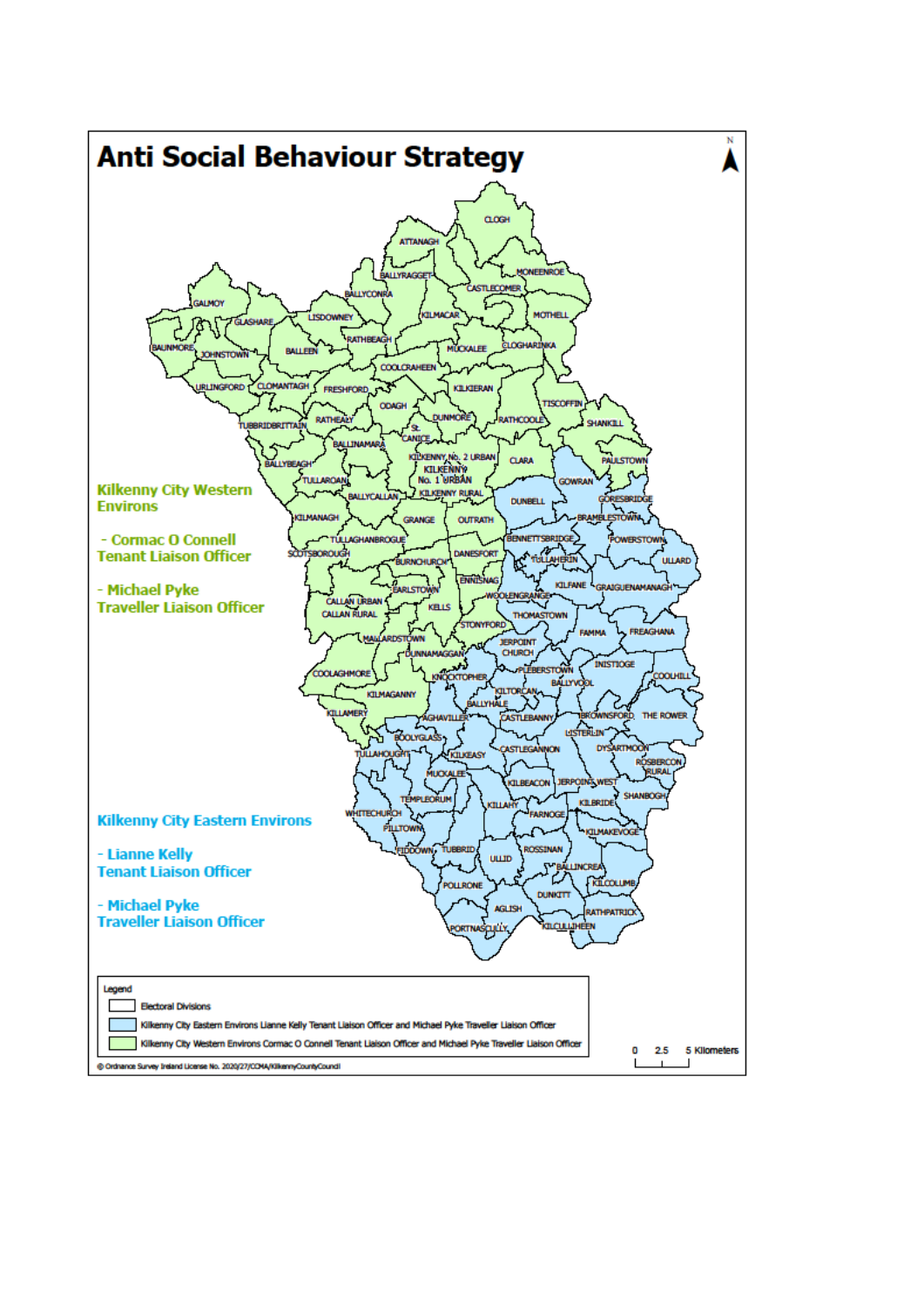# Anti Social Behaviour Strategy

**Kilkenny City Western Environs**

- Cormac O Connell
Tenant Liaison Officer

- Michael Pyke
Traveller Liaison Officer

**Kilkenny City Eastern Environs**

- Lianne Kelly
Tenant Liaison Officer

- Michael Pyke
Traveller Liaison Officer

Legend

- Electoral Divisions
- Kilkenny City Eastern Environs Lianne Kelly Tenant Liaison Officer and Michael Pyke Traveller Liaison Officer
- Kilkenny City Western Environs Cormac O Connell Tenant Liaison Officer and Michael Pyke Traveller Liaison Officer

0 2.5 5 Kilometers

© Ordnance Survey Ireland License No. 2020/27/CCMA/KilkennyCountyCouncil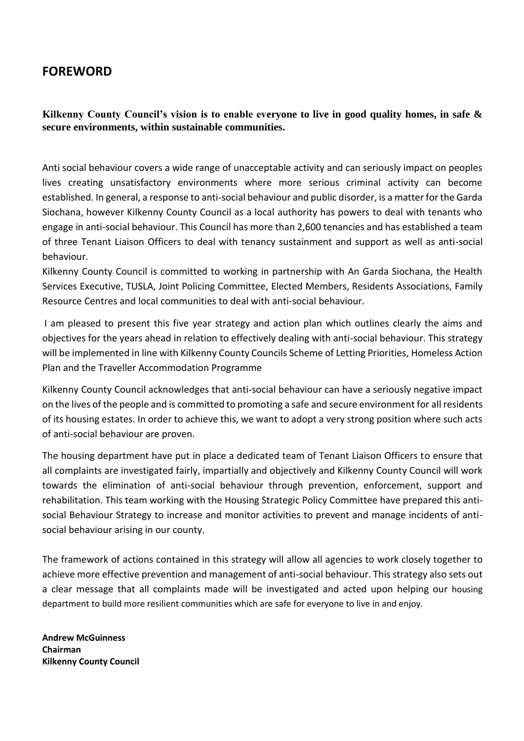## FOREWORD

**Kilkenny County Council's vision is to enable everyone to live in good quality homes, in safe & secure environments, within sustainable communities.**

Anti social behaviour covers a wide range of unacceptable activity and can seriously impact on peoples lives creating unsatisfactory environments where more serious criminal activity can become established. In general, a response to anti-social behaviour and public disorder, is a matter for the Garda Siochana, however Kilkenny County Council as a local authority has powers to deal with tenants who engage in anti-social behaviour. This Council has more than 2,600 tenancies and has established a team of three Tenant Liaison Officers to deal with tenancy sustainment and support as well as anti-social behaviour.

Kilkenny County Council is committed to working in partnership with An Garda Siochana, the Health Services Executive, TUSLA, Joint Policing Committee, Elected Members, Residents Associations, Family Resource Centres and local communities to deal with anti-social behaviour.

I am pleased to present this five year strategy and action plan which outlines clearly the aims and objectives for the years ahead in relation to effectively dealing with anti-social behaviour. This strategy will be implemented in line with Kilkenny County Councils Scheme of Letting Priorities, Homeless Action Plan and the Traveller Accommodation Programme

Kilkenny County Council acknowledges that anti-social behaviour can have a seriously negative impact on the lives of the people and is committed to promoting a safe and secure environment for all residents of its housing estates. In order to achieve this, we want to adopt a very strong position where such acts of anti-social behaviour are proven.

The housing department have put in place a dedicated team of Tenant Liaison Officers to ensure that all complaints are investigated fairly, impartially and objectively and Kilkenny County Council will work towards the elimination of anti-social behaviour through prevention, enforcement, support and rehabilitation. This team working with the Housing Strategic Policy Committee have prepared this anti-social Behaviour Strategy to increase and monitor activities to prevent and manage incidents of anti-social behaviour arising in our county.

The framework of actions contained in this strategy will allow all agencies to work closely together to achieve more effective prevention and management of anti-social behaviour. This strategy also sets out a clear message that all complaints made will be investigated and acted upon helping our housing department to build more resilient communities which are safe for everyone to live in and enjoy.

**Andrew McGuinness**
**Chairman**
**Kilkenny County Council**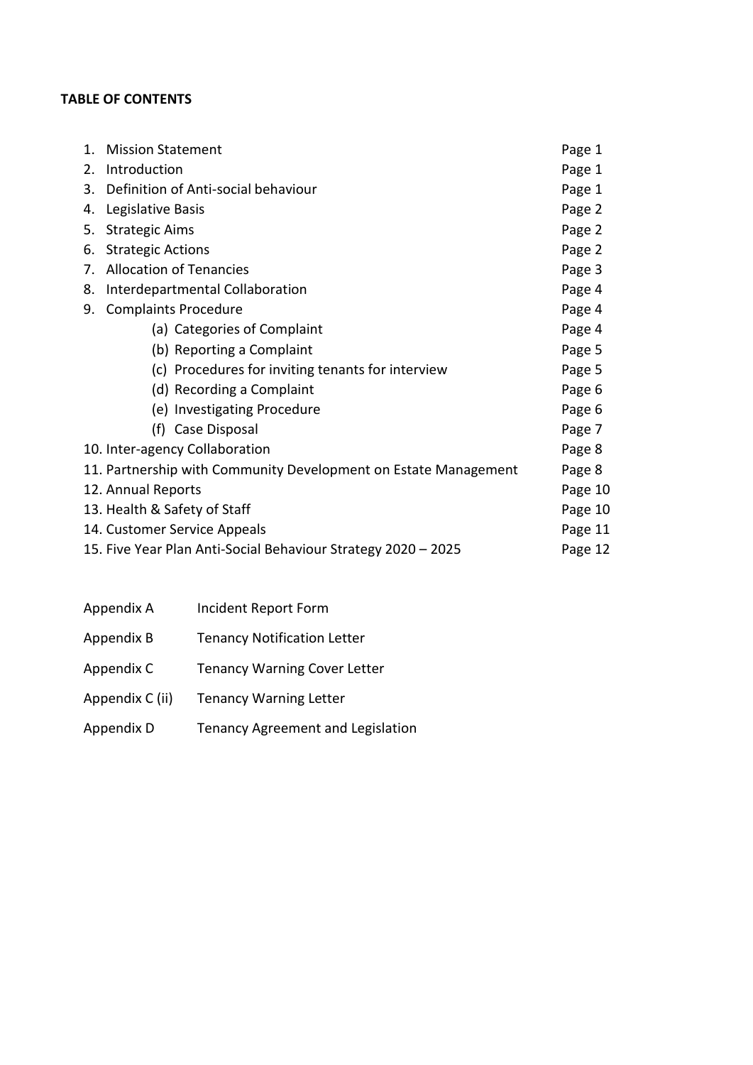**TABLE OF CONTENTS**

| | |
|---|---|
| 1. Mission Statement | Page 1 |
| 2. Introduction | Page 1 |
| 3. Definition of Anti-social behaviour | Page 1 |
| 4. Legislative Basis | Page 2 |
| 5. Strategic Aims | Page 2 |
| 6. Strategic Actions | Page 2 |
| 7. Allocation of Tenancies | Page 3 |
| 8. Interdepartmental Collaboration | Page 4 |
| 9. Complaints Procedure | Page 4 |
| (a) Categories of Complaint | Page 4 |
| (b) Reporting a Complaint | Page 5 |
| (c) Procedures for inviting tenants for interview | Page 5 |
| (d) Recording a Complaint | Page 6 |
| (e) Investigating Procedure | Page 6 |
| (f) Case Disposal | Page 7 |
| 10. Inter-agency Collaboration | Page 8 |
| 11. Partnership with Community Development on Estate Management | Page 8 |
| 12. Annual Reports | Page 10 |
| 13. Health & Safety of Staff | Page 10 |
| 14. Customer Service Appeals | Page 11 |
| 15. Five Year Plan Anti-Social Behaviour Strategy 2020 – 2025 | Page 12 |

| | |
|---|---|
| Appendix A | Incident Report Form |
| Appendix B | Tenancy Notification Letter |
| Appendix C | Tenancy Warning Cover Letter |
| Appendix C (ii) | Tenancy Warning Letter |
| Appendix D | Tenancy Agreement and Legislation |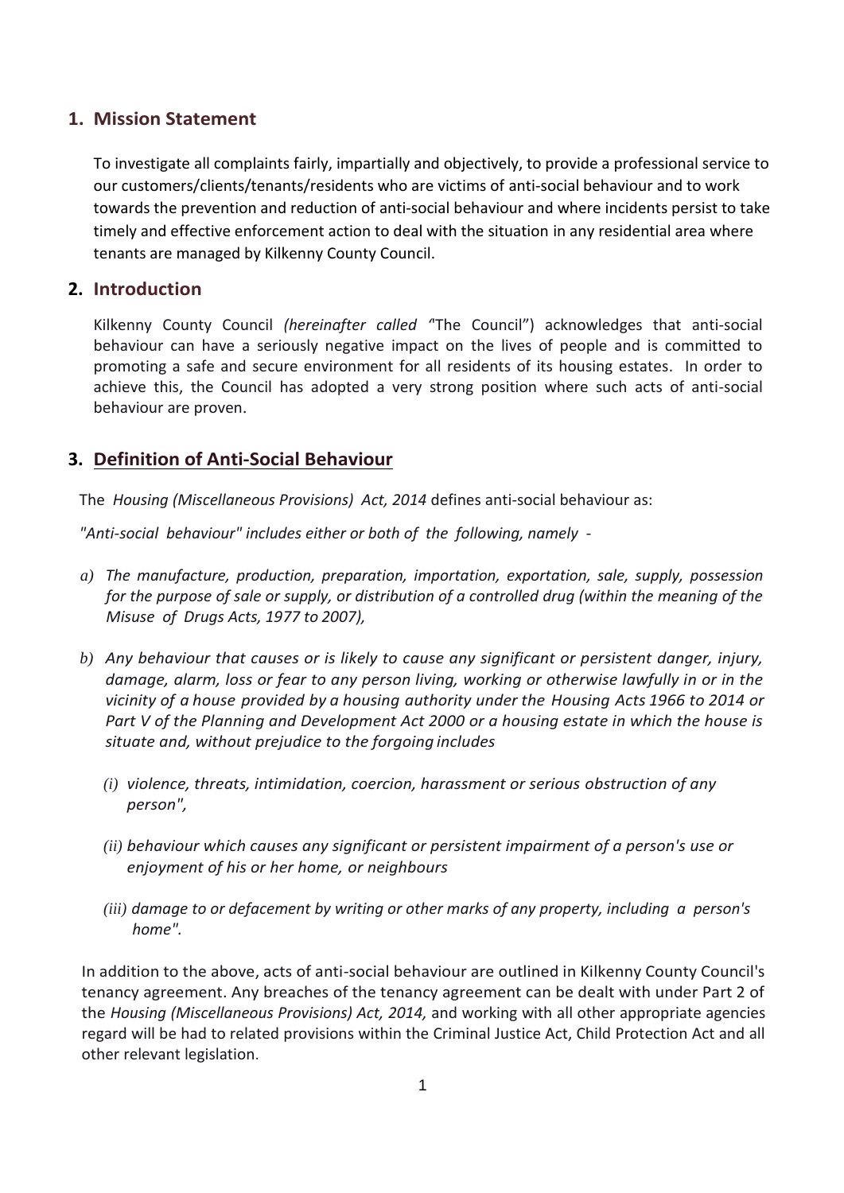## 1. Mission Statement

To investigate all complaints fairly, impartially and objectively, to provide a professional service to our customers/clients/tenants/residents who are victims of anti-social behaviour and to work towards the prevention and reduction of anti-social behaviour and where incidents persist to take timely and effective enforcement action to deal with the situation in any residential area where tenants are managed by Kilkenny County Council.

## 2. Introduction

Kilkenny County Council *(hereinafter called* "The Council") acknowledges that anti-social behaviour can have a seriously negative impact on the lives of people and is committed to promoting a safe and secure environment for all residents of its housing estates. In order to achieve this, the Council has adopted a very strong position where such acts of anti-social behaviour are proven.

## 3. Definition of Anti-Social Behaviour

The *Housing (Miscellaneous Provisions) Act, 2014* defines anti-social behaviour as:

*"Anti-social behaviour" includes either or both of the following, namely -*

*a) The manufacture, production, preparation, importation, exportation, sale, supply, possession for the purpose of sale or supply, or distribution of a controlled drug (within the meaning of the Misuse of Drugs Acts, 1977 to 2007),*

*b) Any behaviour that causes or is likely to cause any significant or persistent danger, injury, damage, alarm, loss or fear to any person living, working or otherwise lawfully in or in the vicinity of a house provided by a housing authority under the Housing Acts 1966 to 2014 or Part V of the Planning and Development Act 2000 or a housing estate in which the house is situate and, without prejudice to the forgoing includes*

*(i) violence, threats, intimidation, coercion, harassment or serious obstruction of any person",*

*(ii) behaviour which causes any significant or persistent impairment of a person's use or enjoyment of his or her home, or neighbours*

*(iii) damage to or defacement by writing or other marks of any property, including a person's home".*

In addition to the above, acts of anti-social behaviour are outlined in Kilkenny County Council's tenancy agreement. Any breaches of the tenancy agreement can be dealt with under Part 2 of the *Housing (Miscellaneous Provisions) Act, 2014,* and working with all other appropriate agencies regard will be had to related provisions within the Criminal Justice Act, Child Protection Act and all other relevant legislation.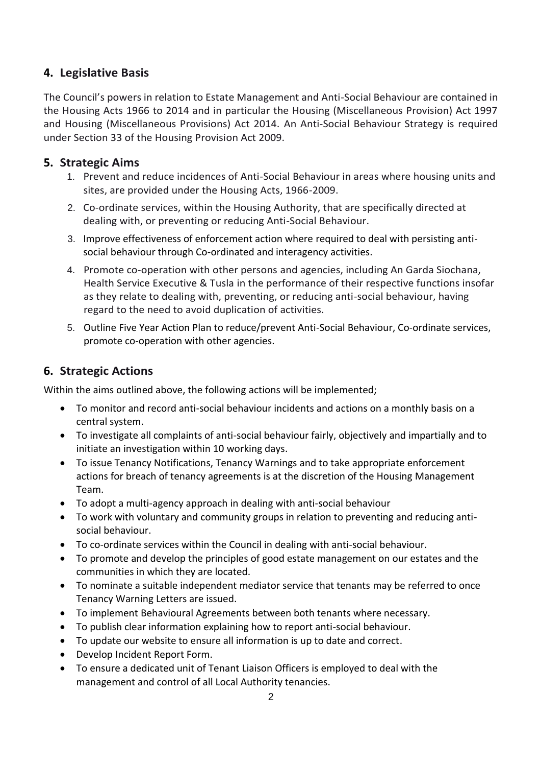## 4. Legislative Basis

The Council's powers in relation to Estate Management and Anti-Social Behaviour are contained in the Housing Acts 1966 to 2014 and in particular the Housing (Miscellaneous Provision) Act 1997 and Housing (Miscellaneous Provisions) Act 2014. An Anti-Social Behaviour Strategy is required under Section 33 of the Housing Provision Act 2009.

## 5. Strategic Aims

1. Prevent and reduce incidences of Anti-Social Behaviour in areas where housing units and sites, are provided under the Housing Acts, 1966-2009.
2. Co-ordinate services, within the Housing Authority, that are specifically directed at dealing with, or preventing or reducing Anti-Social Behaviour.
3. Improve effectiveness of enforcement action where required to deal with persisting anti-social behaviour through Co-ordinated and interagency activities.
4. Promote co-operation with other persons and agencies, including An Garda Siochana, Health Service Executive & Tusla in the performance of their respective functions insofar as they relate to dealing with, preventing, or reducing anti-social behaviour, having regard to the need to avoid duplication of activities.
5. Outline Five Year Action Plan to reduce/prevent Anti-Social Behaviour, Co-ordinate services, promote co-operation with other agencies.

## 6. Strategic Actions

Within the aims outlined above, the following actions will be implemented;

- To monitor and record anti-social behaviour incidents and actions on a monthly basis on a central system.
- To investigate all complaints of anti-social behaviour fairly, objectively and impartially and to initiate an investigation within 10 working days.
- To issue Tenancy Notifications, Tenancy Warnings and to take appropriate enforcement actions for breach of tenancy agreements is at the discretion of the Housing Management Team.
- To adopt a multi-agency approach in dealing with anti-social behaviour
- To work with voluntary and community groups in relation to preventing and reducing anti-social behaviour.
- To co-ordinate services within the Council in dealing with anti-social behaviour.
- To promote and develop the principles of good estate management on our estates and the communities in which they are located.
- To nominate a suitable independent mediator service that tenants may be referred to once Tenancy Warning Letters are issued.
- To implement Behavioural Agreements between both tenants where necessary.
- To publish clear information explaining how to report anti-social behaviour.
- To update our website to ensure all information is up to date and correct.
- Develop Incident Report Form.
- To ensure a dedicated unit of Tenant Liaison Officers is employed to deal with the management and control of all Local Authority tenancies.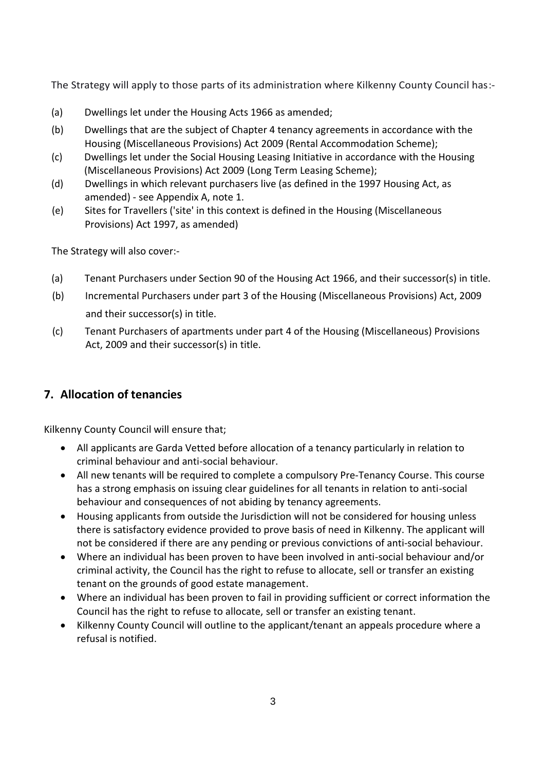The Strategy will apply to those parts of its administration where Kilkenny County Council has:-

(a) Dwellings let under the Housing Acts 1966 as amended;

(b) Dwellings that are the subject of Chapter 4 tenancy agreements in accordance with the Housing (Miscellaneous Provisions) Act 2009 (Rental Accommodation Scheme);

(c) Dwellings let under the Social Housing Leasing Initiative in accordance with the Housing (Miscellaneous Provisions) Act 2009 (Long Term Leasing Scheme);

(d) Dwellings in which relevant purchasers live (as defined in the 1997 Housing Act, as amended) - see Appendix A, note 1.

(e) Sites for Travellers ('site' in this context is defined in the Housing (Miscellaneous Provisions) Act 1997, as amended)

The Strategy will also cover:-

(a) Tenant Purchasers under Section 90 of the Housing Act 1966, and their successor(s) in title.

(b) Incremental Purchasers under part 3 of the Housing (Miscellaneous Provisions) Act, 2009 and their successor(s) in title.

(c) Tenant Purchasers of apartments under part 4 of the Housing (Miscellaneous) Provisions Act, 2009 and their successor(s) in title.

## 7. Allocation of tenancies

Kilkenny County Council will ensure that;

- All applicants are Garda Vetted before allocation of a tenancy particularly in relation to criminal behaviour and anti-social behaviour.
- All new tenants will be required to complete a compulsory Pre-Tenancy Course. This course has a strong emphasis on issuing clear guidelines for all tenants in relation to anti-social behaviour and consequences of not abiding by tenancy agreements.
- Housing applicants from outside the Jurisdiction will not be considered for housing unless there is satisfactory evidence provided to prove basis of need in Kilkenny. The applicant will not be considered if there are any pending or previous convictions of anti-social behaviour.
- Where an individual has been proven to have been involved in anti-social behaviour and/or criminal activity, the Council has the right to refuse to allocate, sell or transfer an existing tenant on the grounds of good estate management.
- Where an individual has been proven to fail in providing sufficient or correct information the Council has the right to refuse to allocate, sell or transfer an existing tenant.
- Kilkenny County Council will outline to the applicant/tenant an appeals procedure where a refusal is notified.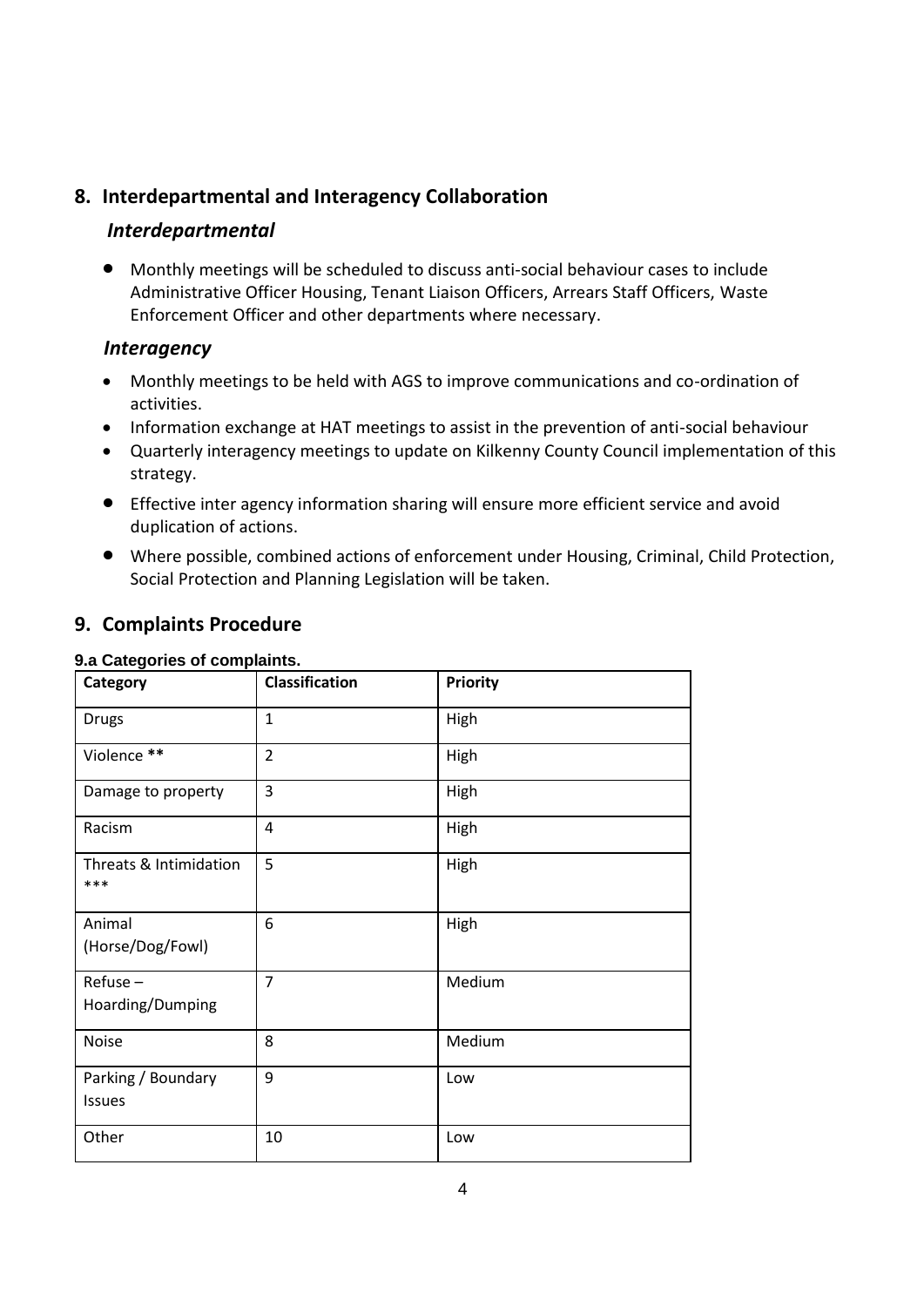## 8. Interdepartmental and Interagency Collaboration

### *Interdepartmental*

- Monthly meetings will be scheduled to discuss anti-social behaviour cases to include Administrative Officer Housing, Tenant Liaison Officers, Arrears Staff Officers, Waste Enforcement Officer and other departments where necessary.

### *Interagency*

- Monthly meetings to be held with AGS to improve communications and co-ordination of activities.
- Information exchange at HAT meetings to assist in the prevention of anti-social behaviour
- Quarterly interagency meetings to update on Kilkenny County Council implementation of this strategy.
- Effective inter agency information sharing will ensure more efficient service and avoid duplication of actions.
- Where possible, combined actions of enforcement under Housing, Criminal, Child Protection, Social Protection and Planning Legislation will be taken.

## 9. Complaints Procedure

**9.a Categories of complaints.**

| Category | Classification | Priority |
|---|---|---|
| Drugs | 1 | High |
| Violence ** | 2 | High |
| Damage to property | 3 | High |
| Racism | 4 | High |
| Threats & Intimidation *** | 5 | High |
| Animal (Horse/Dog/Fowl) | 6 | High |
| Refuse – Hoarding/Dumping | 7 | Medium |
| Noise | 8 | Medium |
| Parking / Boundary Issues | 9 | Low |
| Other | 10 | Low |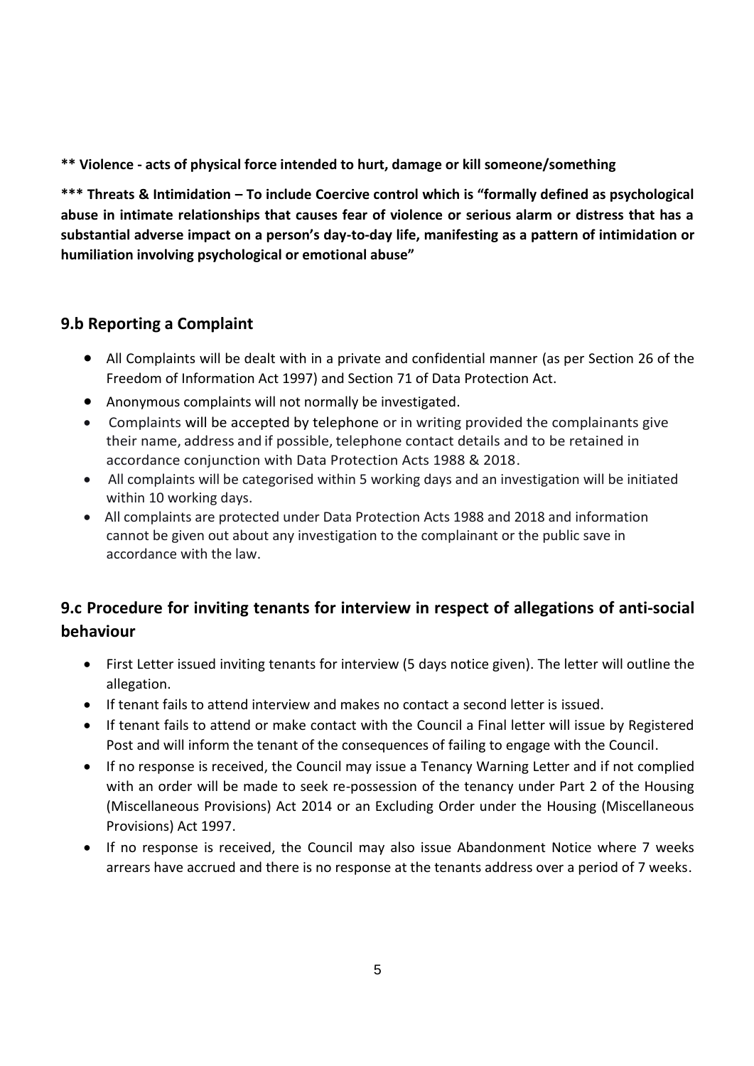**** Violence - acts of physical force intended to hurt, damage or kill someone/something**

***** Threats & Intimidation – To include Coercive control which is "formally defined as psychological abuse in intimate relationships that causes fear of violence or serious alarm or distress that has a substantial adverse impact on a person's day-to-day life, manifesting as a pattern of intimidation or humiliation involving psychological or emotional abuse"**

## 9.b Reporting a Complaint

- All Complaints will be dealt with in a private and confidential manner (as per Section 26 of the Freedom of Information Act 1997) and Section 71 of Data Protection Act.
- Anonymous complaints will not normally be investigated.
- Complaints will be accepted by telephone or in writing provided the complainants give their name, address and if possible, telephone contact details and to be retained in accordance conjunction with Data Protection Acts 1988 & 2018.
- All complaints will be categorised within 5 working days and an investigation will be initiated within 10 working days.
- All complaints are protected under Data Protection Acts 1988 and 2018 and information cannot be given out about any investigation to the complainant or the public save in accordance with the law.

## 9.c Procedure for inviting tenants for interview in respect of allegations of anti-social behaviour

- First Letter issued inviting tenants for interview (5 days notice given). The letter will outline the allegation.
- If tenant fails to attend interview and makes no contact a second letter is issued.
- If tenant fails to attend or make contact with the Council a Final letter will issue by Registered Post and will inform the tenant of the consequences of failing to engage with the Council.
- If no response is received, the Council may issue a Tenancy Warning Letter and if not complied with an order will be made to seek re-possession of the tenancy under Part 2 of the Housing (Miscellaneous Provisions) Act 2014 or an Excluding Order under the Housing (Miscellaneous Provisions) Act 1997.
- If no response is received, the Council may also issue Abandonment Notice where 7 weeks arrears have accrued and there is no response at the tenants address over a period of 7 weeks.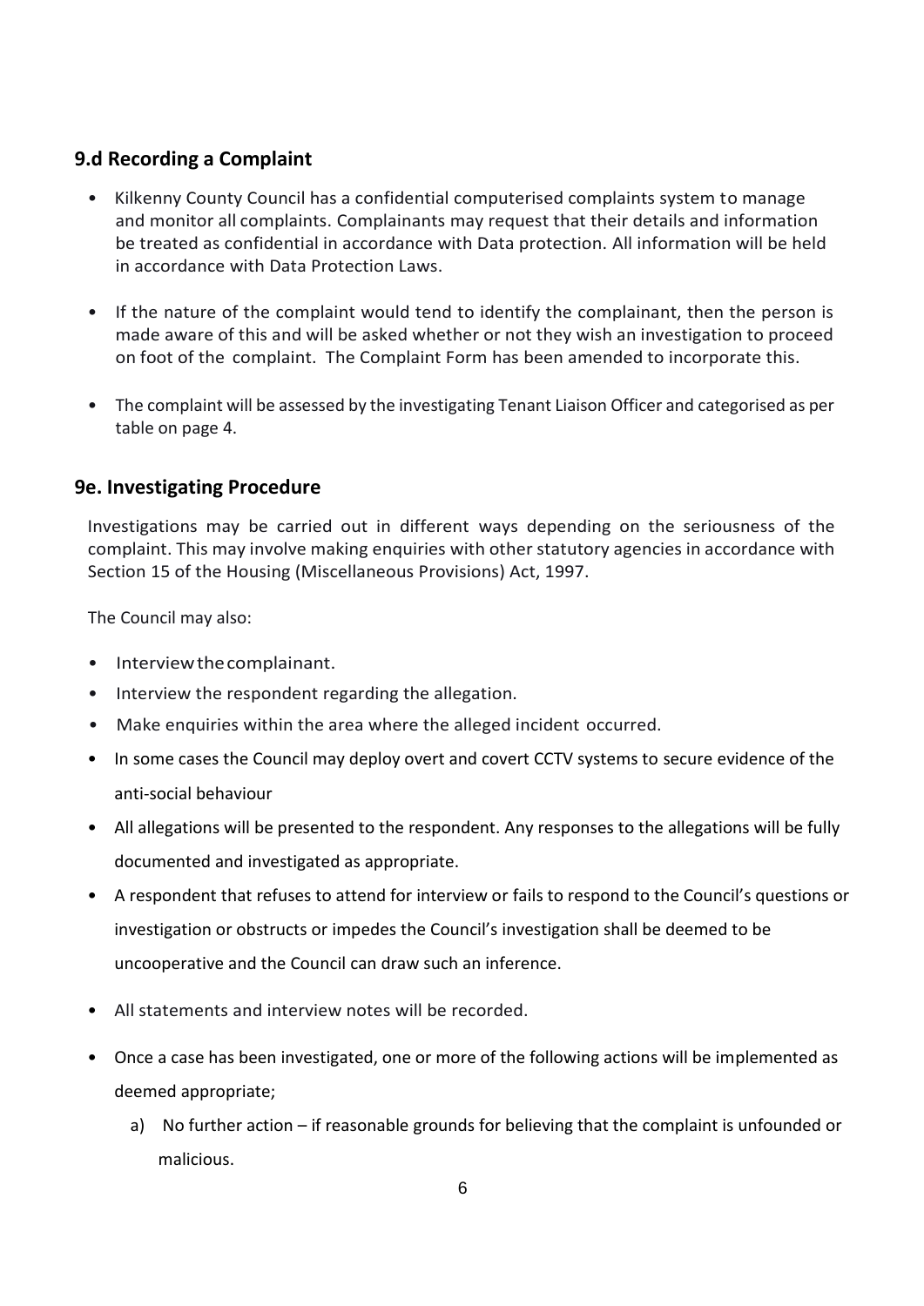## 9.d Recording a Complaint

- Kilkenny County Council has a confidential computerised complaints system to manage and monitor all complaints. Complainants may request that their details and information be treated as confidential in accordance with Data protection. All information will be held in accordance with Data Protection Laws.
- If the nature of the complaint would tend to identify the complainant, then the person is made aware of this and will be asked whether or not they wish an investigation to proceed on foot of the complaint. The Complaint Form has been amended to incorporate this.
- The complaint will be assessed by the investigating Tenant Liaison Officer and categorised as per table on page 4.

## 9e. Investigating Procedure

Investigations may be carried out in different ways depending on the seriousness of the complaint. This may involve making enquiries with other statutory agencies in accordance with Section 15 of the Housing (Miscellaneous Provisions) Act, 1997.

The Council may also:

- Interview the complainant.
- Interview the respondent regarding the allegation.
- Make enquiries within the area where the alleged incident occurred.
- In some cases the Council may deploy overt and covert CCTV systems to secure evidence of the anti-social behaviour
- All allegations will be presented to the respondent. Any responses to the allegations will be fully documented and investigated as appropriate.
- A respondent that refuses to attend for interview or fails to respond to the Council's questions or investigation or obstructs or impedes the Council's investigation shall be deemed to be uncooperative and the Council can draw such an inference.
- All statements and interview notes will be recorded.
- Once a case has been investigated, one or more of the following actions will be implemented as deemed appropriate;
  a) No further action – if reasonable grounds for believing that the complaint is unfounded or malicious.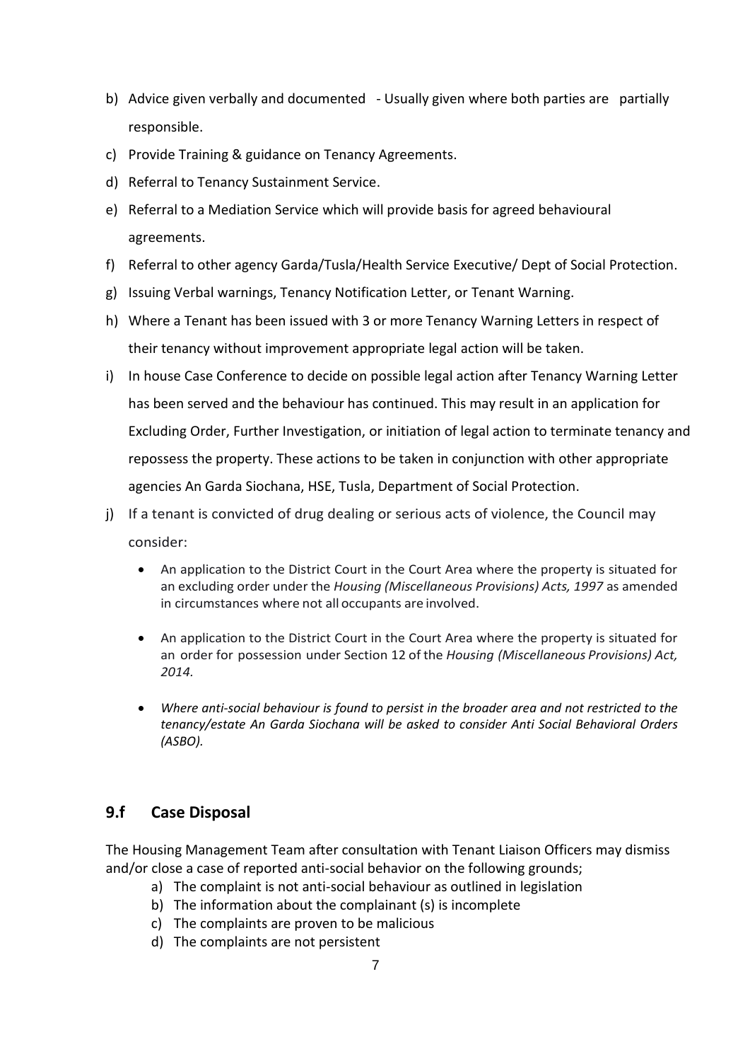b) Advice given verbally and documented - Usually given where both parties are partially responsible.

c) Provide Training & guidance on Tenancy Agreements.

d) Referral to Tenancy Sustainment Service.

e) Referral to a Mediation Service which will provide basis for agreed behavioural agreements.

f) Referral to other agency Garda/Tusla/Health Service Executive/ Dept of Social Protection.

g) Issuing Verbal warnings, Tenancy Notification Letter, or Tenant Warning.

h) Where a Tenant has been issued with 3 or more Tenancy Warning Letters in respect of their tenancy without improvement appropriate legal action will be taken.

i) In house Case Conference to decide on possible legal action after Tenancy Warning Letter has been served and the behaviour has continued. This may result in an application for Excluding Order, Further Investigation, or initiation of legal action to terminate tenancy and repossess the property. These actions to be taken in conjunction with other appropriate agencies An Garda Siochana, HSE, Tusla, Department of Social Protection.

j) If a tenant is convicted of drug dealing or serious acts of violence, the Council may consider:

   - An application to the District Court in the Court Area where the property is situated for an excluding order under the *Housing (Miscellaneous Provisions) Acts, 1997* as amended in circumstances where not all occupants are involved.
   - An application to the District Court in the Court Area where the property is situated for an order for possession under Section 12 of the *Housing (Miscellaneous Provisions) Act, 2014.*
   - *Where anti-social behaviour is found to persist in the broader area and not restricted to the tenancy/estate An Garda Siochana will be asked to consider Anti Social Behavioral Orders (ASBO).*

## 9.f Case Disposal

The Housing Management Team after consultation with Tenant Liaison Officers may dismiss and/or close a case of reported anti-social behavior on the following grounds;

a) The complaint is not anti-social behaviour as outlined in legislation
b) The information about the complainant (s) is incomplete
c) The complaints are proven to be malicious
d) The complaints are not persistent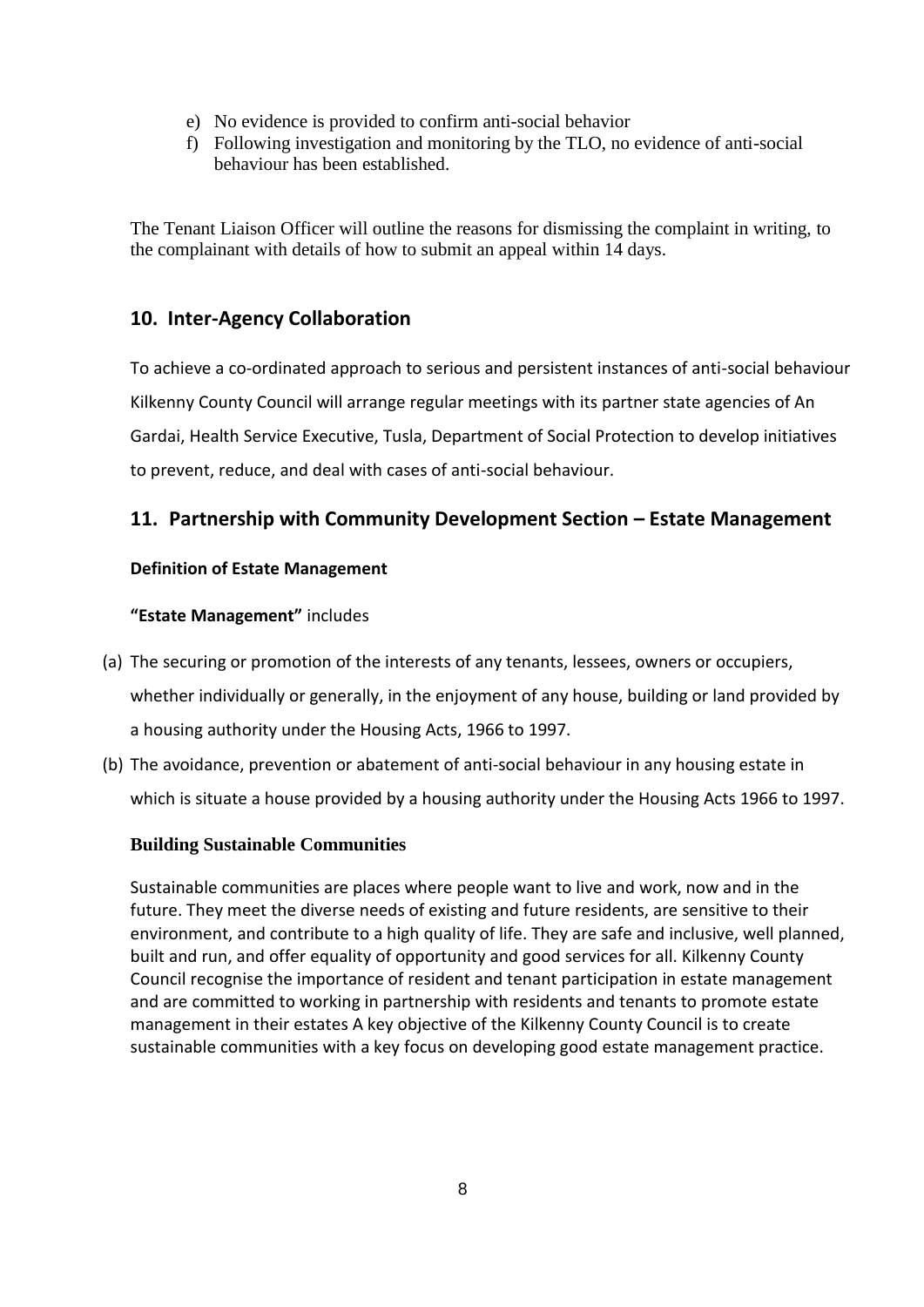e) No evidence is provided to confirm anti-social behavior
f) Following investigation and monitoring by the TLO, no evidence of anti-social behaviour has been established.

The Tenant Liaison Officer will outline the reasons for dismissing the complaint in writing, to the complainant with details of how to submit an appeal within 14 days.

## 10. Inter-Agency Collaboration

To achieve a co-ordinated approach to serious and persistent instances of anti-social behaviour Kilkenny County Council will arrange regular meetings with its partner state agencies of An Gardai, Health Service Executive, Tusla, Department of Social Protection to develop initiatives to prevent, reduce, and deal with cases of anti-social behaviour.

## 11. Partnership with Community Development Section – Estate Management

**Definition of Estate Management**

**"Estate Management"** includes

(a) The securing or promotion of the interests of any tenants, lessees, owners or occupiers, whether individually or generally, in the enjoyment of any house, building or land provided by a housing authority under the Housing Acts, 1966 to 1997.

(b) The avoidance, prevention or abatement of anti-social behaviour in any housing estate in which is situate a house provided by a housing authority under the Housing Acts 1966 to 1997.

**Building Sustainable Communities**

Sustainable communities are places where people want to live and work, now and in the future. They meet the diverse needs of existing and future residents, are sensitive to their environment, and contribute to a high quality of life. They are safe and inclusive, well planned, built and run, and offer equality of opportunity and good services for all. Kilkenny County Council recognise the importance of resident and tenant participation in estate management and are committed to working in partnership with residents and tenants to promote estate management in their estates A key objective of the Kilkenny County Council is to create sustainable communities with a key focus on developing good estate management practice.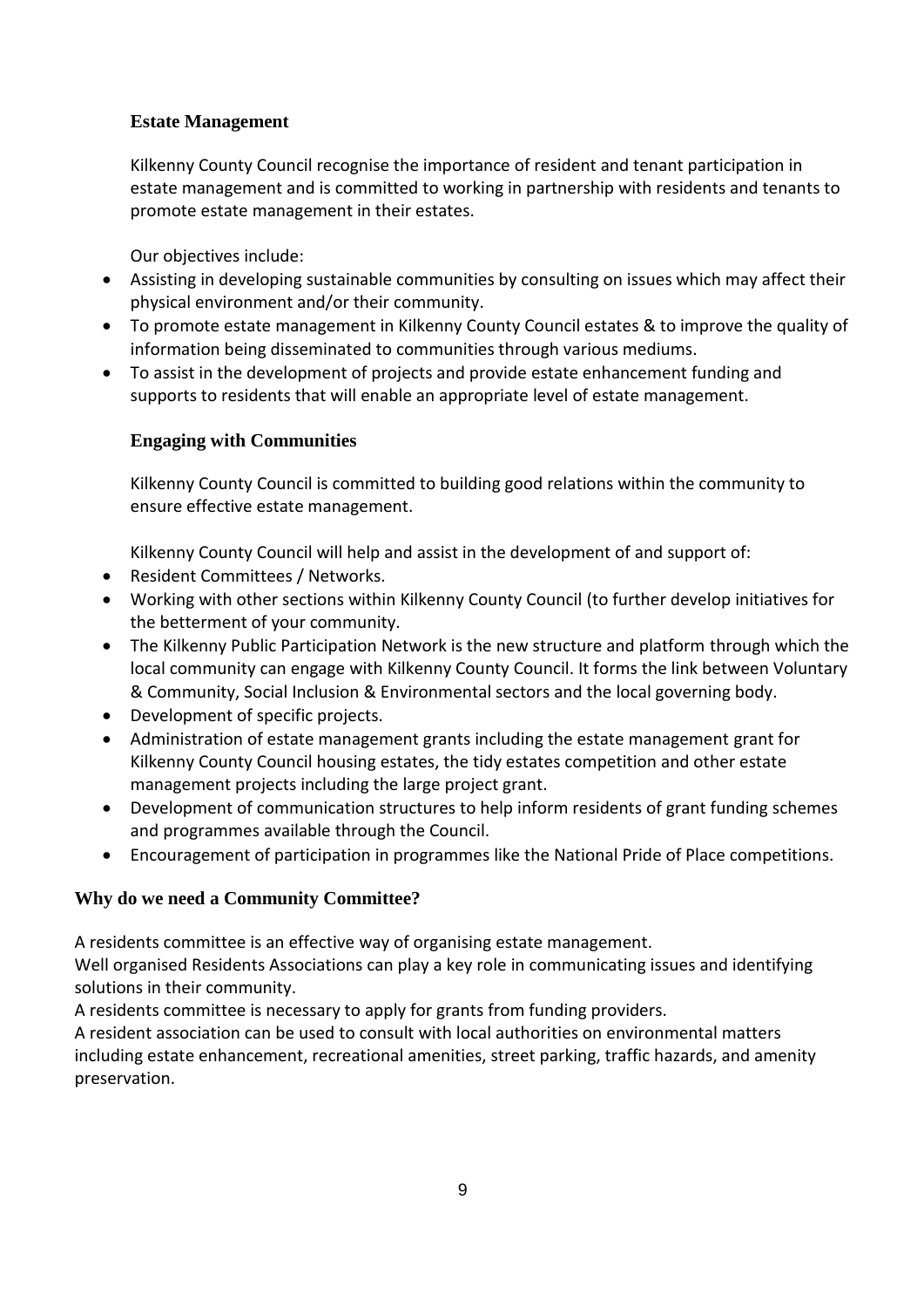## Estate Management

Kilkenny County Council recognise the importance of resident and tenant participation in estate management and is committed to working in partnership with residents and tenants to promote estate management in their estates.

Our objectives include:

- Assisting in developing sustainable communities by consulting on issues which may affect their physical environment and/or their community.
- To promote estate management in Kilkenny County Council estates & to improve the quality of information being disseminated to communities through various mediums.
- To assist in the development of projects and provide estate enhancement funding and supports to residents that will enable an appropriate level of estate management.

## Engaging with Communities

Kilkenny County Council is committed to building good relations within the community to ensure effective estate management.

Kilkenny County Council will help and assist in the development of and support of:

- Resident Committees / Networks.
- Working with other sections within Kilkenny County Council (to further develop initiatives for the betterment of your community.
- The Kilkenny Public Participation Network is the new structure and platform through which the local community can engage with Kilkenny County Council. It forms the link between Voluntary & Community, Social Inclusion & Environmental sectors and the local governing body.
- Development of specific projects.
- Administration of estate management grants including the estate management grant for Kilkenny County Council housing estates, the tidy estates competition and other estate management projects including the large project grant.
- Development of communication structures to help inform residents of grant funding schemes and programmes available through the Council.
- Encouragement of participation in programmes like the National Pride of Place competitions.

## Why do we need a Community Committee?

A residents committee is an effective way of organising estate management.
Well organised Residents Associations can play a key role in communicating issues and identifying solutions in their community.
A residents committee is necessary to apply for grants from funding providers.
A resident association can be used to consult with local authorities on environmental matters including estate enhancement, recreational amenities, street parking, traffic hazards, and amenity preservation.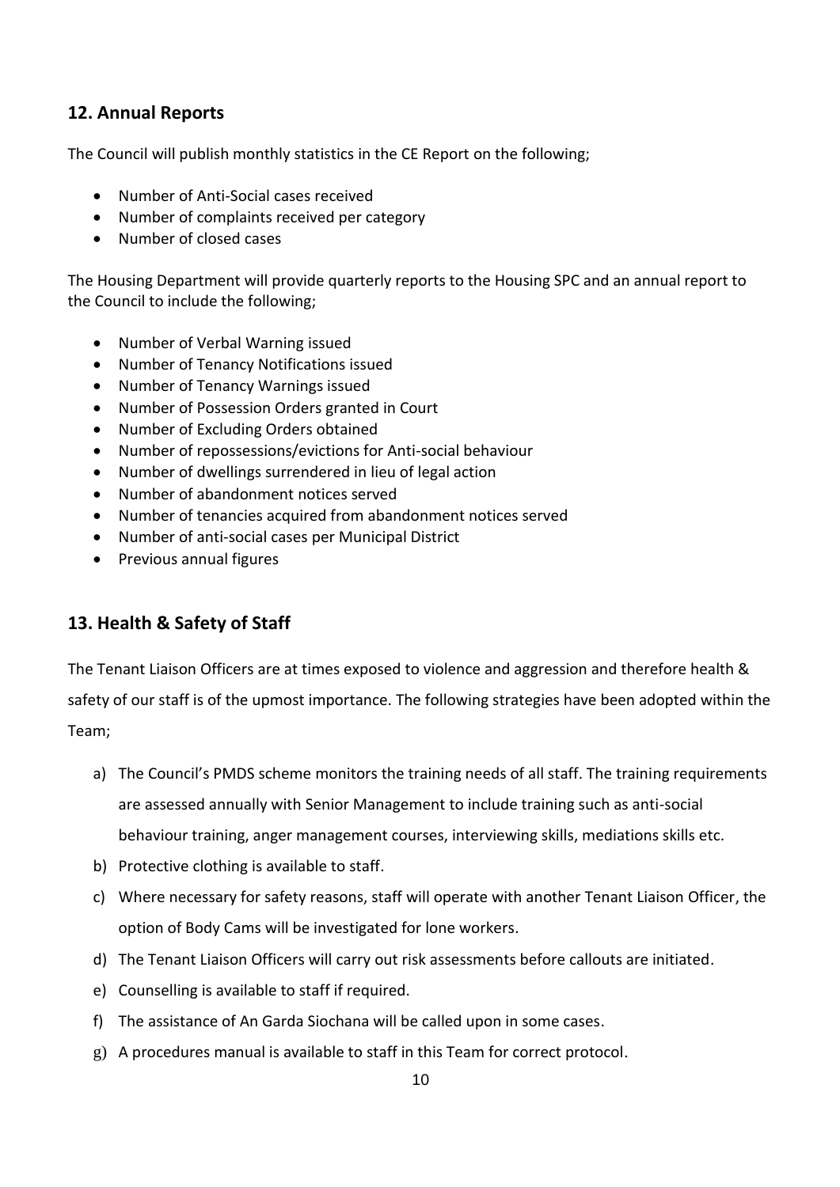## 12. Annual Reports

The Council will publish monthly statistics in the CE Report on the following;

- Number of Anti-Social cases received
- Number of complaints received per category
- Number of closed cases

The Housing Department will provide quarterly reports to the Housing SPC and an annual report to the Council to include the following;

- Number of Verbal Warning issued
- Number of Tenancy Notifications issued
- Number of Tenancy Warnings issued
- Number of Possession Orders granted in Court
- Number of Excluding Orders obtained
- Number of repossessions/evictions for Anti-social behaviour
- Number of dwellings surrendered in lieu of legal action
- Number of abandonment notices served
- Number of tenancies acquired from abandonment notices served
- Number of anti-social cases per Municipal District
- Previous annual figures

## 13. Health & Safety of Staff

The Tenant Liaison Officers are at times exposed to violence and aggression and therefore health & safety of our staff is of the upmost importance. The following strategies have been adopted within the Team;

a) The Council's PMDS scheme monitors the training needs of all staff. The training requirements are assessed annually with Senior Management to include training such as anti-social behaviour training, anger management courses, interviewing skills, mediations skills etc.
b) Protective clothing is available to staff.
c) Where necessary for safety reasons, staff will operate with another Tenant Liaison Officer, the option of Body Cams will be investigated for lone workers.
d) The Tenant Liaison Officers will carry out risk assessments before callouts are initiated.
e) Counselling is available to staff if required.
f) The assistance of An Garda Siochana will be called upon in some cases.
g) A procedures manual is available to staff in this Team for correct protocol.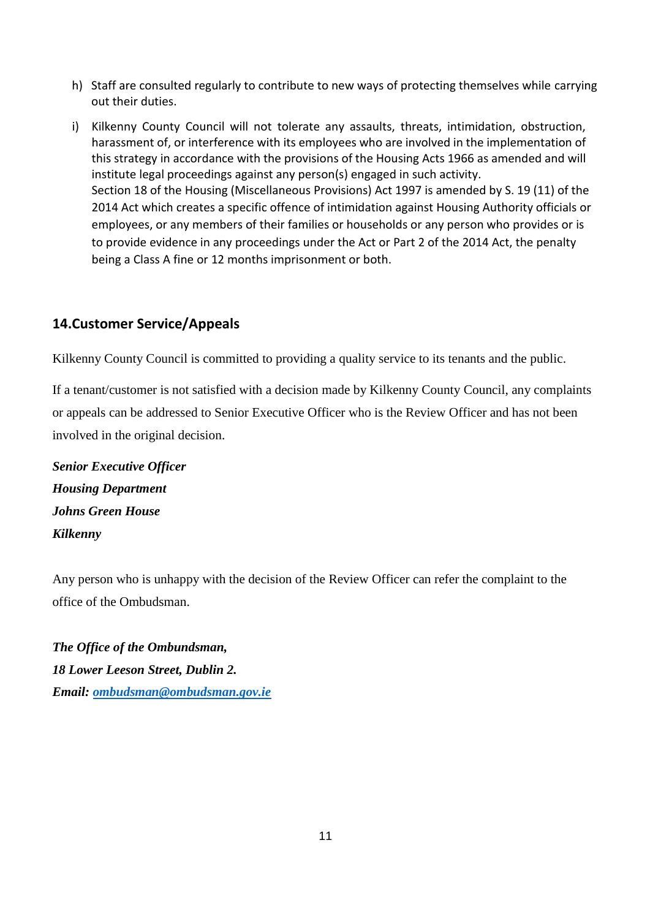h) Staff are consulted regularly to contribute to new ways of protecting themselves while carrying out their duties.

i) Kilkenny County Council will not tolerate any assaults, threats, intimidation, obstruction, harassment of, or interference with its employees who are involved in the implementation of this strategy in accordance with the provisions of the Housing Acts 1966 as amended and will institute legal proceedings against any person(s) engaged in such activity.
   Section 18 of the Housing (Miscellaneous Provisions) Act 1997 is amended by S. 19 (11) of the 2014 Act which creates a specific offence of intimidation against Housing Authority officials or employees, or any members of their families or households or any person who provides or is to provide evidence in any proceedings under the Act or Part 2 of the 2014 Act, the penalty being a Class A fine or 12 months imprisonment or both.

## 14. Customer Service/Appeals

Kilkenny County Council is committed to providing a quality service to its tenants and the public.

If a tenant/customer is not satisfied with a decision made by Kilkenny County Council, any complaints or appeals can be addressed to Senior Executive Officer who is the Review Officer and has not been involved in the original decision.

***Senior Executive Officer***
***Housing Department***
***Johns Green House***
***Kilkenny***

Any person who is unhappy with the decision of the Review Officer can refer the complaint to the office of the Ombudsman.

***The Office of the Ombundsman,***
***18 Lower Leeson Street, Dublin 2.***
***Email: ombudsman@ombudsman.gov.ie***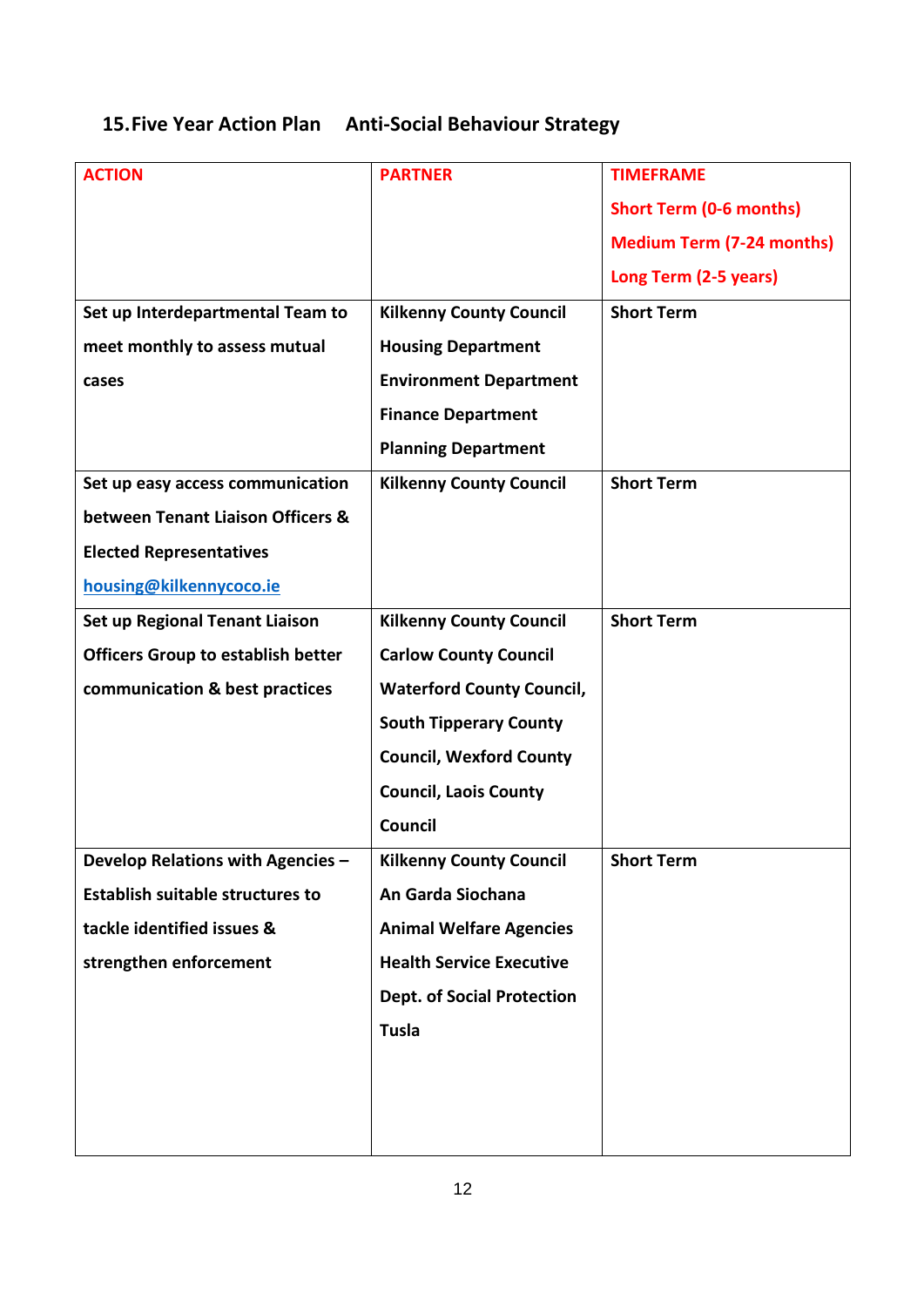## 15. Five Year Action Plan Anti-Social Behaviour Strategy

| ACTION | PARTNER | TIMEFRAME<br>Short Term (0-6 months)<br>Medium Term (7-24 months)<br>Long Term (2-5 years) |
|---|---|---|
| **Set up Interdepartmental Team to meet monthly to assess mutual cases** | **Kilkenny County Council**<br>**Housing Department**<br>**Environment Department**<br>**Finance Department**<br>**Planning Department** | **Short Term** |
| **Set up easy access communication between Tenant Liaison Officers & Elected Representatives**<br>**housing@kilkennycoco.ie** | **Kilkenny County Council** | **Short Term** |
| **Set up Regional Tenant Liaison Officers Group to establish better communication & best practices** | **Kilkenny County Council**<br>**Carlow County Council**<br>**Waterford County Council, South Tipperary County Council, Wexford County Council, Laois County Council** | **Short Term** |
| **Develop Relations with Agencies – Establish suitable structures to tackle identified issues & strengthen enforcement** | **Kilkenny County Council**<br>**An Garda Siochana**<br>**Animal Welfare Agencies**<br>**Health Service Executive**<br>**Dept. of Social Protection**<br>**Tusla** | **Short Term** |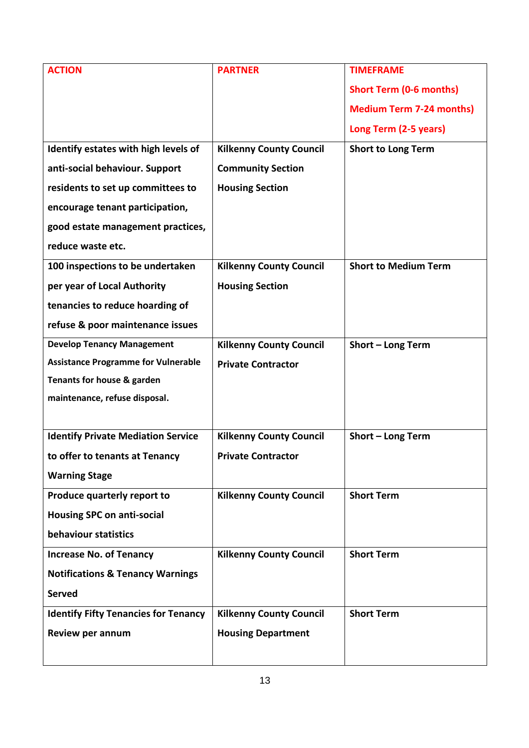| ACTION | PARTNER | TIMEFRAME<br>Short Term (0-6 months)<br>Medium Term 7-24 months)<br>Long Term (2-5 years) |
|---|---|---|
| Identify estates with high levels of anti-social behaviour. Support residents to set up committees to encourage tenant participation, good estate management practices, reduce waste etc. | Kilkenny County Council<br>Community Section<br>Housing Section | Short to Long Term |
| 100 inspections to be undertaken per year of Local Authority tenancies to reduce hoarding of refuse & poor maintenance issues | Kilkenny County Council<br>Housing Section | Short to Medium Term |
| Develop Tenancy Management Assistance Programme for Vulnerable Tenants for house & garden maintenance, refuse disposal. | Kilkenny County Council<br>Private Contractor | Short – Long Term |
| Identify Private Mediation Service to offer to tenants at Tenancy Warning Stage | Kilkenny County Council<br>Private Contractor | Short – Long Term |
| Produce quarterly report to Housing SPC on anti-social behaviour statistics | Kilkenny County Council | Short Term |
| Increase No. of Tenancy Notifications & Tenancy Warnings Served | Kilkenny County Council | Short Term |
| Identify Fifty Tenancies for Tenancy Review per annum | Kilkenny County Council<br>Housing Department | Short Term |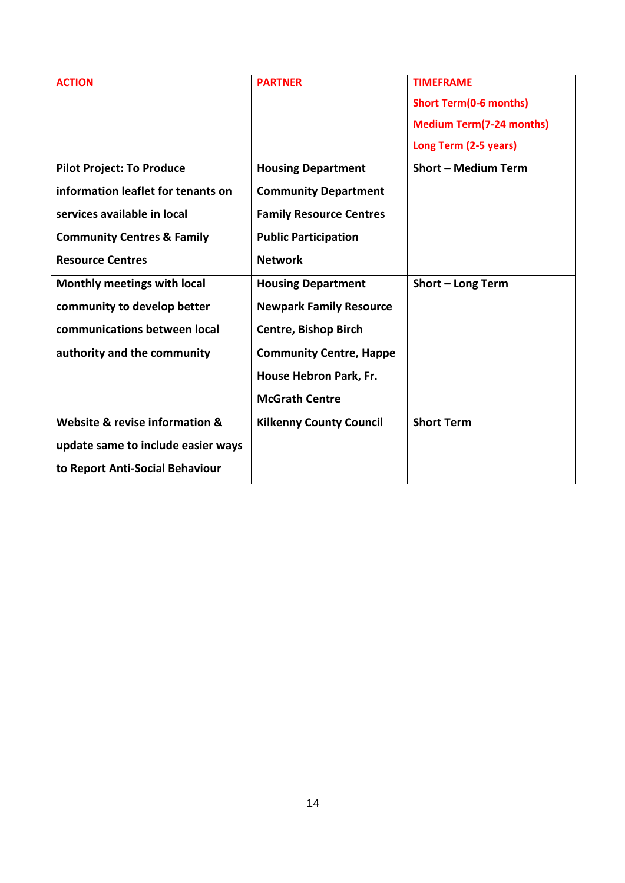| ACTION | PARTNER | TIMEFRAME<br>Short Term(0-6 months)<br>Medium Term(7-24 months)<br>Long Term (2-5 years) |
|---|---|---|
| **Pilot Project: To Produce information leaflet for tenants on services available in local Community Centres & Family Resource Centres** | **Housing Department<br>Community Department<br>Family Resource Centres<br>Public Participation Network** | **Short – Medium Term** |
| **Monthly meetings with local community to develop better communications between local authority and the community** | **Housing Department<br>Newpark Family Resource Centre, Bishop Birch Community Centre, Happe House Hebron Park, Fr. McGrath Centre** | **Short – Long Term** |
| **Website & revise information & update same to include easier ways to Report Anti-Social Behaviour** | **Kilkenny County Council** | **Short Term** |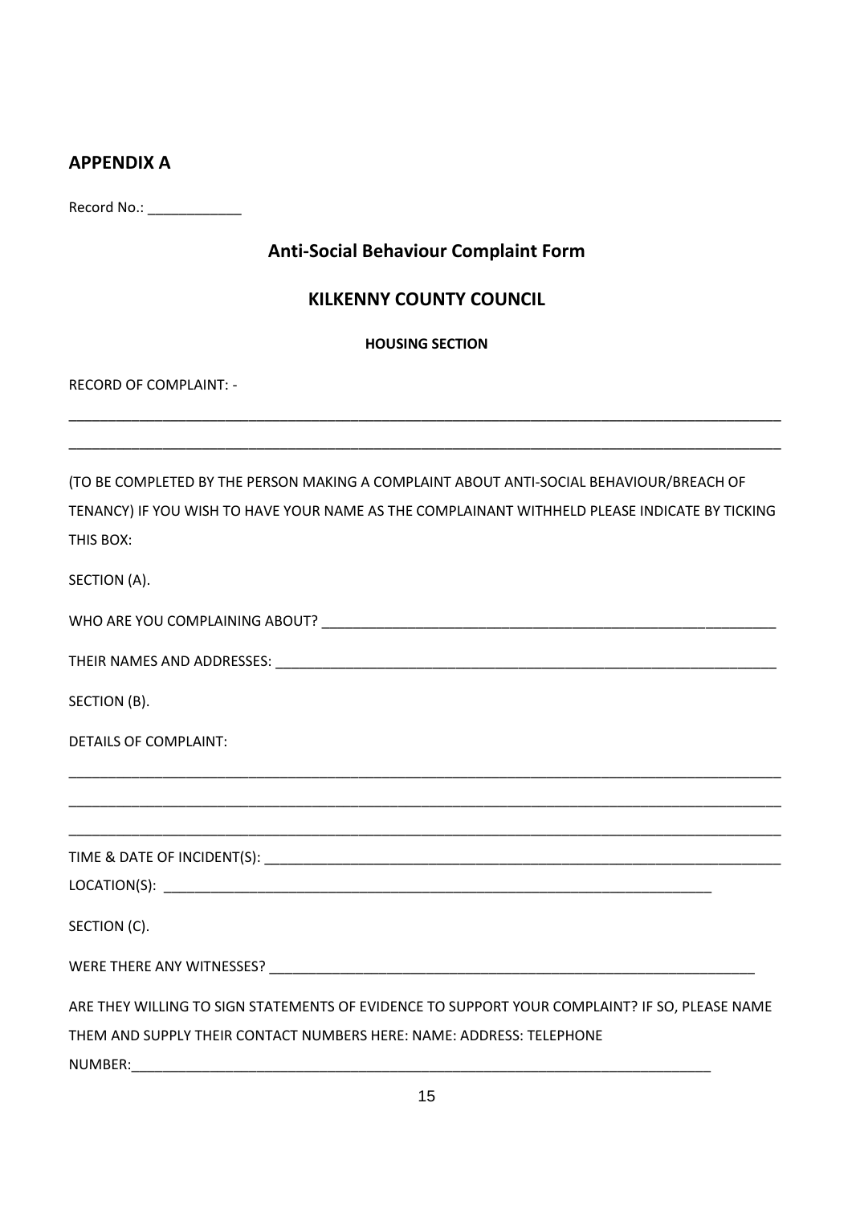## APPENDIX A

Record No.: ____________

### Anti-Social Behaviour Complaint Form

### KILKENNY COUNTY COUNCIL

**HOUSING SECTION**

RECORD OF COMPLAINT: -

_______________________________________________________________________________________________

_______________________________________________________________________________________________

(TO BE COMPLETED BY THE PERSON MAKING A COMPLAINT ABOUT ANTI-SOCIAL BEHAVIOUR/BREACH OF TENANCY) IF YOU WISH TO HAVE YOUR NAME AS THE COMPLAINANT WITHHELD PLEASE INDICATE BY TICKING THIS BOX:

SECTION (A).

WHO ARE YOU COMPLAINING ABOUT? _____________________________________________________________

THEIR NAMES AND ADDRESSES: ________________________________________________________________

SECTION (B).

DETAILS OF COMPLAINT:

_______________________________________________________________________________________________

_______________________________________________________________________________________________

_______________________________________________________________________________________________

TIME & DATE OF INCIDENT(S): _________________________________________________________________

LOCATION(S): ______________________________________________________________________

SECTION (C).

WERE THERE ANY WITNESSES? ________________________________________________________________

ARE THEY WILLING TO SIGN STATEMENTS OF EVIDENCE TO SUPPORT YOUR COMPLAINT? IF SO, PLEASE NAME THEM AND SUPPLY THEIR CONTACT NUMBERS HERE: NAME: ADDRESS: TELEPHONE NUMBER:__________________________________________________________________________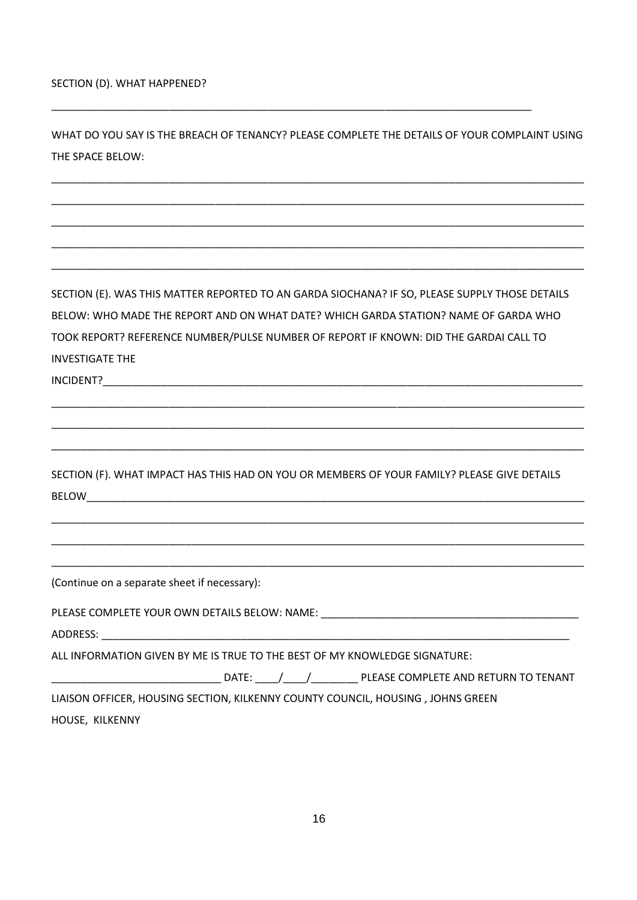SECTION (D). WHAT HAPPENED?

_______________________________________________________________________________________

WHAT DO YOU SAY IS THE BREACH OF TENANCY? PLEASE COMPLETE THE DETAILS OF YOUR COMPLAINT USING THE SPACE BELOW:

_______________________________________________________________________________________

_______________________________________________________________________________________

_______________________________________________________________________________________

_______________________________________________________________________________________

_______________________________________________________________________________________

SECTION (E). WAS THIS MATTER REPORTED TO AN GARDA SIOCHANA? IF SO, PLEASE SUPPLY THOSE DETAILS BELOW: WHO MADE THE REPORT AND ON WHAT DATE? WHICH GARDA STATION? NAME OF GARDA WHO TOOK REPORT? REFERENCE NUMBER/PULSE NUMBER OF REPORT IF KNOWN: DID THE GARDAI CALL TO INVESTIGATE THE INCIDENT?_______________________________________________________________________________

_______________________________________________________________________________________

_______________________________________________________________________________________

_______________________________________________________________________________________

SECTION (F). WHAT IMPACT HAS THIS HAD ON YOU OR MEMBERS OF YOUR FAMILY? PLEASE GIVE DETAILS BELOW_________________________________________________________________________________

_______________________________________________________________________________________

_______________________________________________________________________________________

_______________________________________________________________________________________

(Continue on a separate sheet if necessary):

PLEASE COMPLETE YOUR OWN DETAILS BELOW: NAME: ___________________________________________

ADDRESS: _______________________________________________________________________________

ALL INFORMATION GIVEN BY ME IS TRUE TO THE BEST OF MY KNOWLEDGE SIGNATURE:

_____________________________ DATE: ____/____/________ PLEASE COMPLETE AND RETURN TO TENANT LIAISON OFFICER, HOUSING SECTION, KILKENNY COUNTY COUNCIL, HOUSING , JOHNS GREEN HOUSE, KILKENNY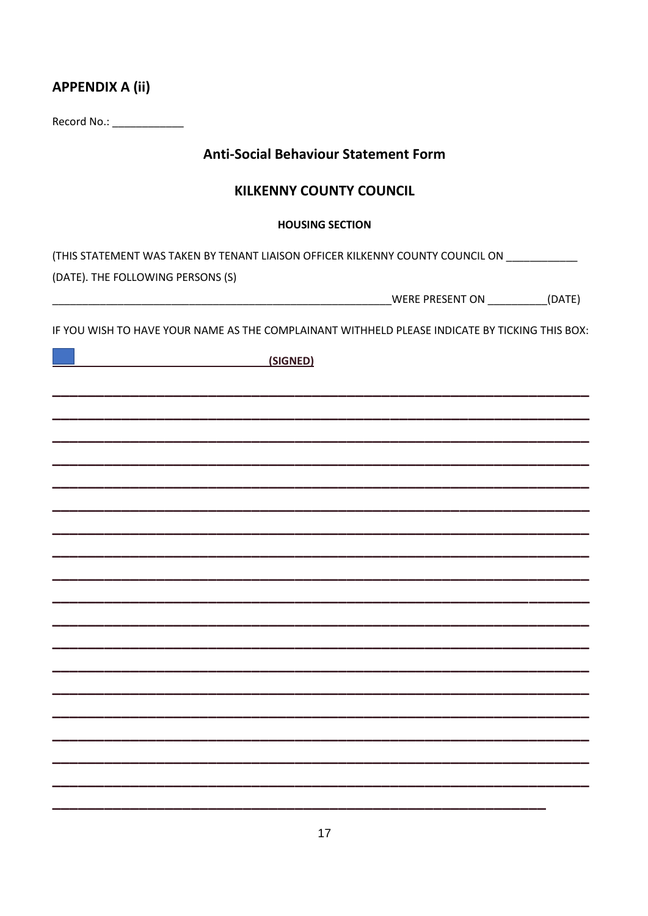## APPENDIX A (ii)

Record No.: ____________

### Anti-Social Behaviour Statement Form

### KILKENNY COUNTY COUNCIL

**HOUSING SECTION**

(THIS STATEMENT WAS TAKEN BY TENANT LIAISON OFFICER KILKENNY COUNTY COUNCIL ON ____________ (DATE). THE FOLLOWING PERSONS (S) ___________________________________________________________WERE PRESENT ON __________(DATE)

IF YOU WISH TO HAVE YOUR NAME AS THE COMPLAINANT WITHHELD PLEASE INDICATE BY TICKING THIS BOX:

☐ ________________________________ **(SIGNED)**

______________________________________________________________________________

______________________________________________________________________________

______________________________________________________________________________

______________________________________________________________________________

______________________________________________________________________________

______________________________________________________________________________

______________________________________________________________________________

______________________________________________________________________________

______________________________________________________________________________

______________________________________________________________________________

______________________________________________________________________________

______________________________________________________________________________

______________________________________________________________________________

______________________________________________________________________________

______________________________________________________________________________

______________________________________________________________________________

______________________________________________________________________________

______________________________________________________________________________

_________________________________________________________________________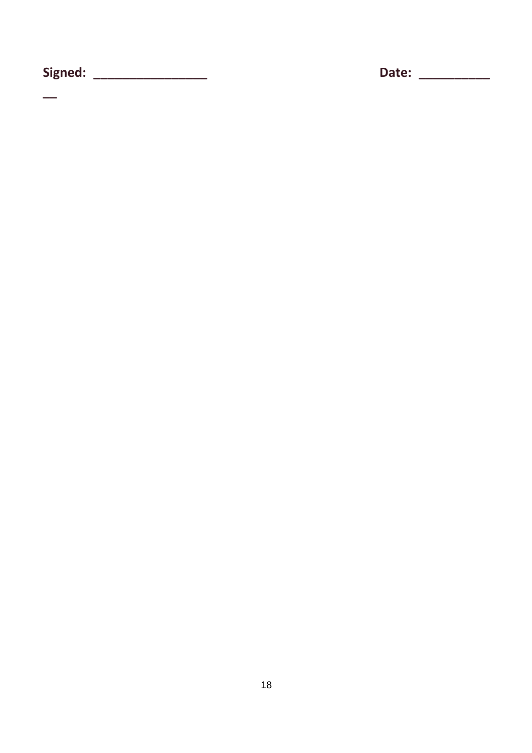**Signed: ________________** **Date: __________**

__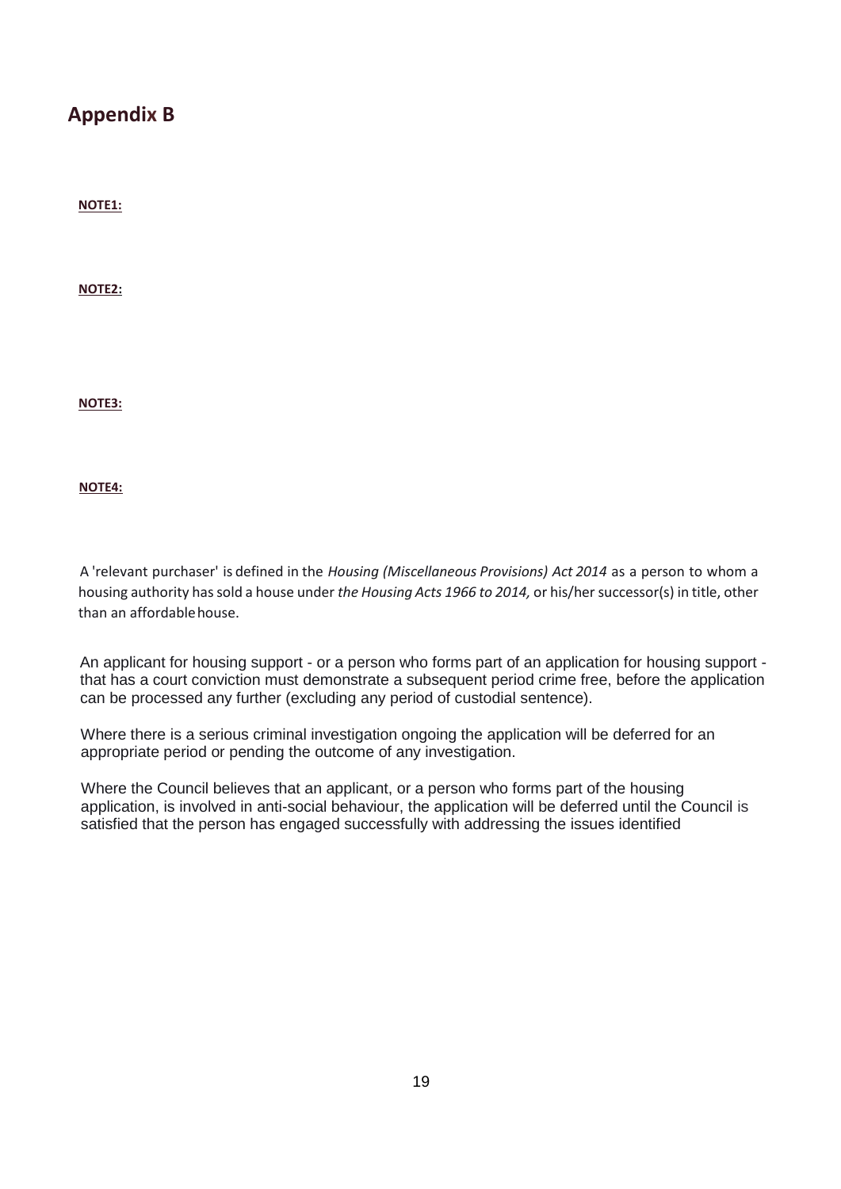## Appendix B

**NOTE1:**

**NOTE2:**

**NOTE3:**

**NOTE4:**

A 'relevant purchaser' is defined in the *Housing (Miscellaneous Provisions) Act 2014* as a person to whom a housing authority has sold a house under *the Housing Acts 1966 to 2014,* or his/her successor(s) in title, other than an affordable house.

An applicant for housing support - or a person who forms part of an application for housing support - that has a court conviction must demonstrate a subsequent period crime free, before the application can be processed any further (excluding any period of custodial sentence).

Where there is a serious criminal investigation ongoing the application will be deferred for an appropriate period or pending the outcome of any investigation.

Where the Council believes that an applicant, or a person who forms part of the housing application, is involved in anti-social behaviour, the application will be deferred until the Council is satisfied that the person has engaged successfully with addressing the issues identified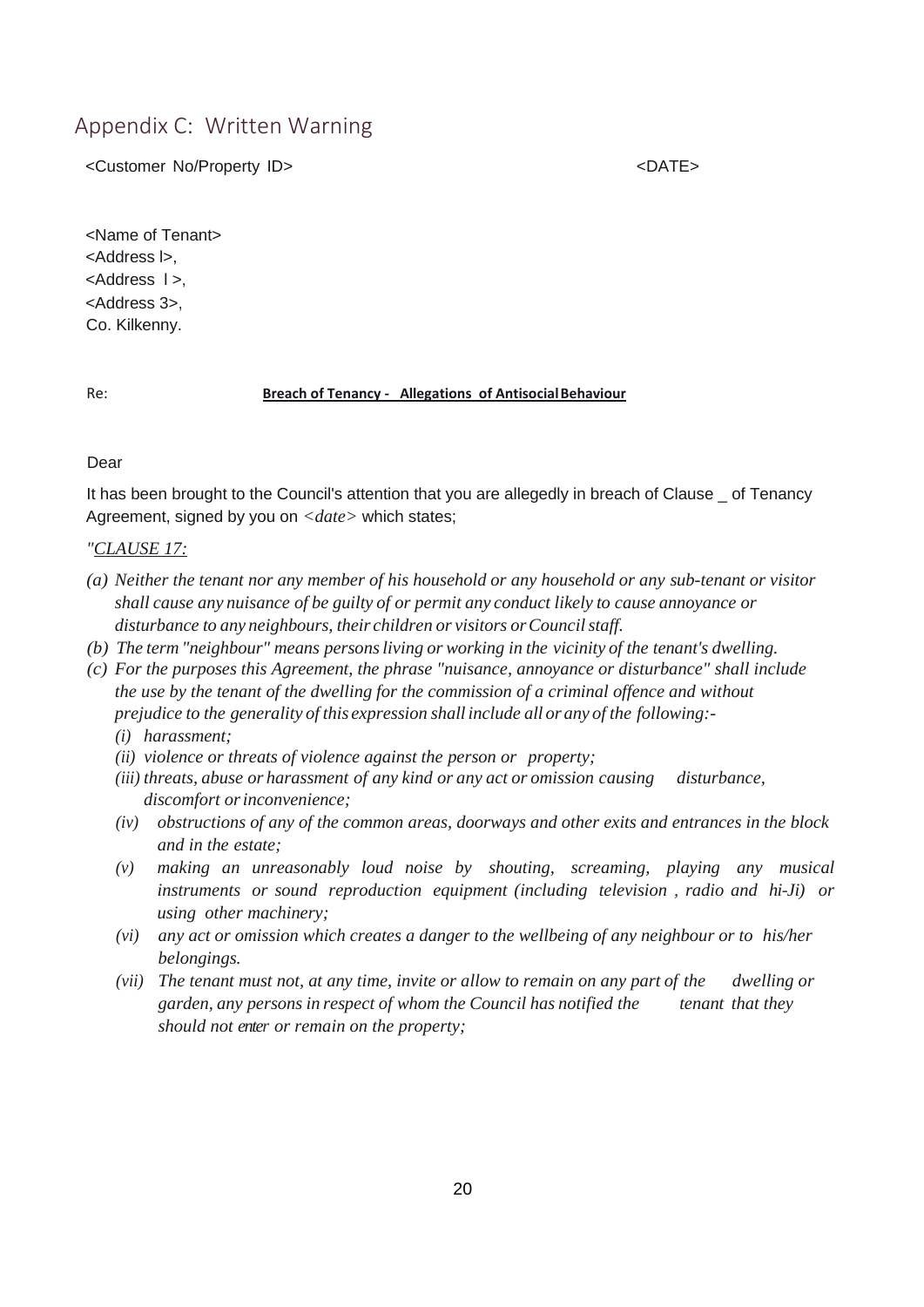## Appendix C: Written Warning

<Customer No/Property ID> <DATE>

<Name of Tenant>
<Address l>,
<Address l >,
<Address 3>,
Co. Kilkenny.

Re: **Breach of Tenancy - Allegations of Antisocial Behaviour**

Dear

It has been brought to the Council's attention that you are allegedly in breach of Clause _ of Tenancy Agreement, signed by you on *<date>* which states;

*"CLAUSE 17:*

*(a) Neither the tenant nor any member of his household or any household or any sub-tenant or visitor shall cause any nuisance of be guilty of or permit any conduct likely to cause annoyance or disturbance to any neighbours, their children or visitors or Council staff.*

*(b) The term "neighbour" means persons living or working in the vicinity of the tenant's dwelling.*

*(c) For the purposes this Agreement, the phrase "nuisance, annoyance or disturbance" shall include the use by the tenant of the dwelling for the commission of a criminal offence and without prejudice to the generality of this expression shall include all or any of the following:-*

*(i) harassment;*

*(ii) violence or threats of violence against the person or property;*

*(iii) threats, abuse or harassment of any kind or any act or omission causing disturbance, discomfort or inconvenience;*

*(iv) obstructions of any of the common areas, doorways and other exits and entrances in the block and in the estate;*

*(v) making an unreasonably loud noise by shouting, screaming, playing any musical instruments or sound reproduction equipment (including television , radio and hi-Ji) or using other machinery;*

*(vi) any act or omission which creates a danger to the wellbeing of any neighbour or to his/her belongings.*

*(vii) The tenant must not, at any time, invite or allow to remain on any part of the dwelling or garden, any persons in respect of whom the Council has notified the tenant that they should not enter or remain on the property;*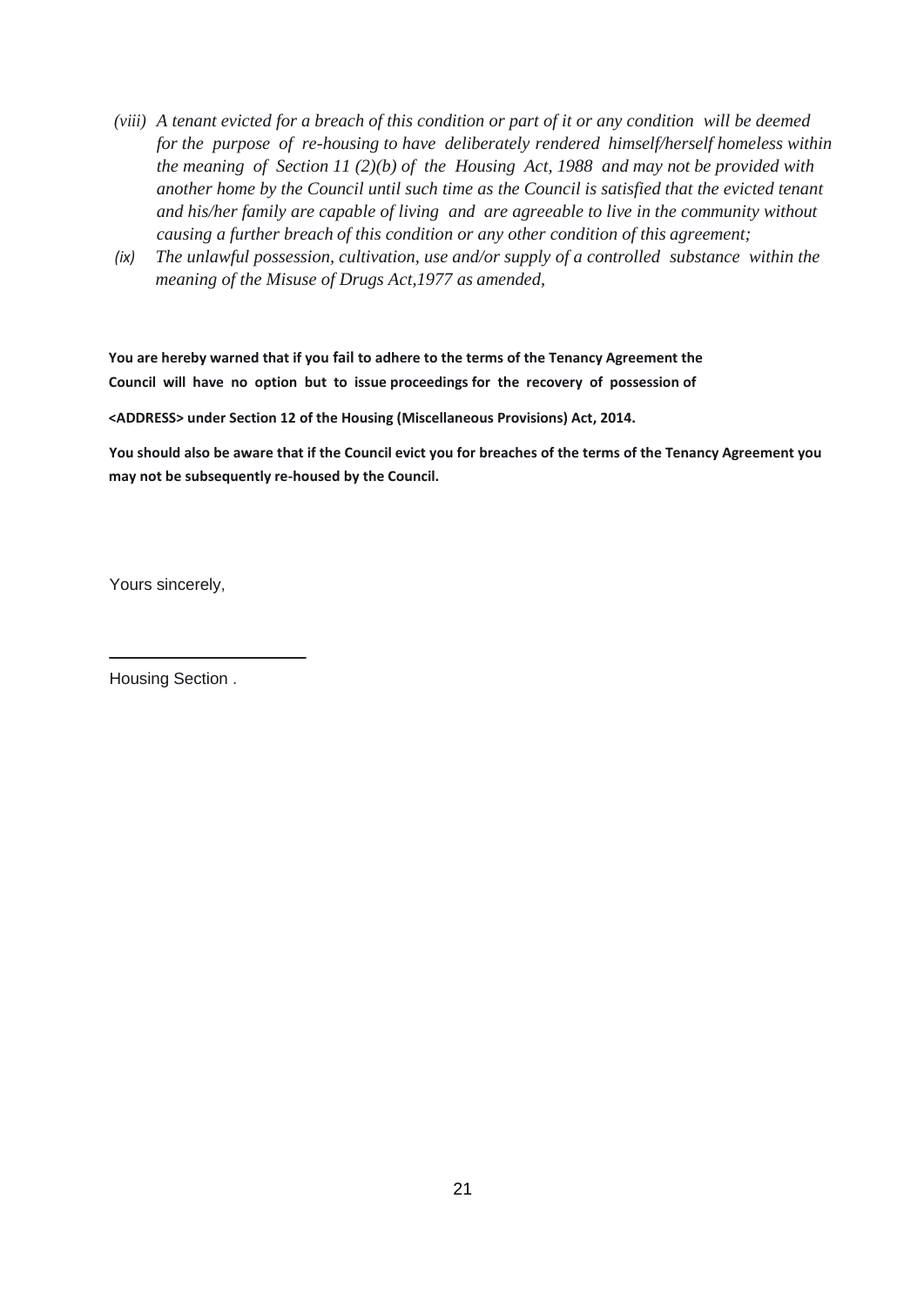*(viii) A tenant evicted for a breach of this condition or part of it or any condition will be deemed for the purpose of re-housing to have deliberately rendered himself/herself homeless within the meaning of Section 11 (2)(b) of the Housing Act, 1988 and may not be provided with another home by the Council until such time as the Council is satisfied that the evicted tenant and his/her family are capable of living and are agreeable to live in the community without causing a further breach of this condition or any other condition of this agreement;*

*(ix) The unlawful possession, cultivation, use and/or supply of a controlled substance within the meaning of the Misuse of Drugs Act,1977 as amended,*

**You are hereby warned that if you fail to adhere to the terms of the Tenancy Agreement the Council will have no option but to issue proceedings for the recovery of possession of <ADDRESS> under Section 12 of the Housing (Miscellaneous Provisions) Act, 2014.**

**You should also be aware that if the Council evict you for breaches of the terms of the Tenancy Agreement you may not be subsequently re-housed by the Council.**

Yours sincerely,

\_\_\_\_\_\_\_\_\_\_\_\_\_\_\_\_\_\_\_\_\_\_

Housing Section .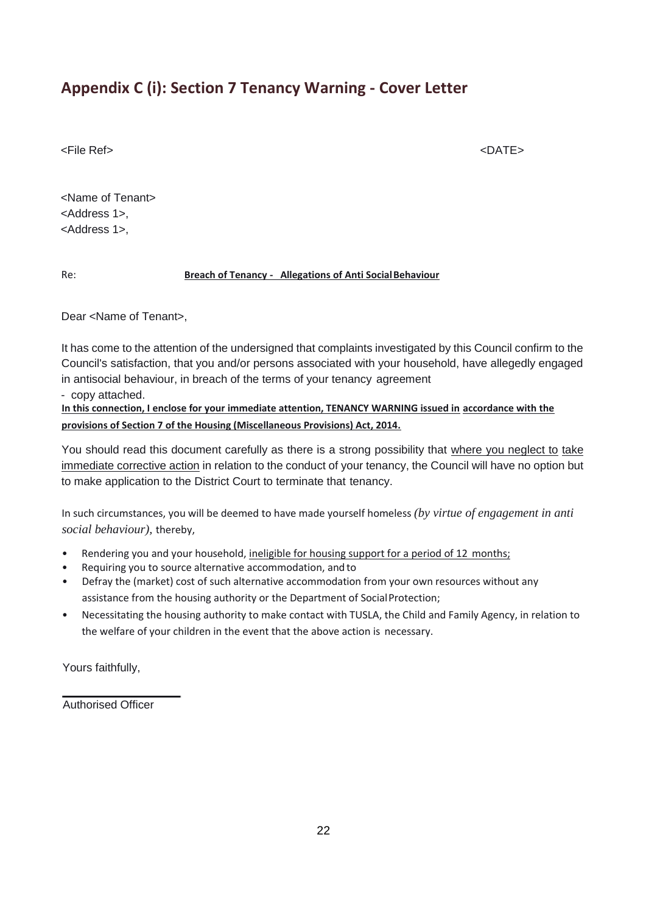## Appendix C (i): Section 7 Tenancy Warning - Cover Letter

<File Ref> <DATE>

<Name of Tenant>
<Address 1>,
<Address 1>,

Re: **Breach of Tenancy - Allegations of Anti Social Behaviour**

Dear <Name of Tenant>,

It has come to the attention of the undersigned that complaints investigated by this Council confirm to the Council's satisfaction, that you and/or persons associated with your household, have allegedly engaged in antisocial behaviour, in breach of the terms of your tenancy agreement
- copy attached.

**In this connection, I enclose for your immediate attention, TENANCY WARNING issued in accordance with the provisions of Section 7 of the Housing (Miscellaneous Provisions) Act, 2014.**

You should read this document carefully as there is a strong possibility that where you neglect to take immediate corrective action in relation to the conduct of your tenancy, the Council will have no option but to make application to the District Court to terminate that tenancy.

In such circumstances, you will be deemed to have made yourself homeless *(by virtue of engagement in anti social behaviour)*, thereby,

- Rendering you and your household, ineligible for housing support for a period of 12 months;
- Requiring you to source alternative accommodation, and to
- Defray the (market) cost of such alternative accommodation from your own resources without any assistance from the housing authority or the Department of Social Protection;
- Necessitating the housing authority to make contact with TUSLA, the Child and Family Agency, in relation to the welfare of your children in the event that the above action is necessary.

Yours faithfully,

\_\_\_\_\_\_\_\_\_\_\_\_\_\_\_\_\_\_
Authorised Officer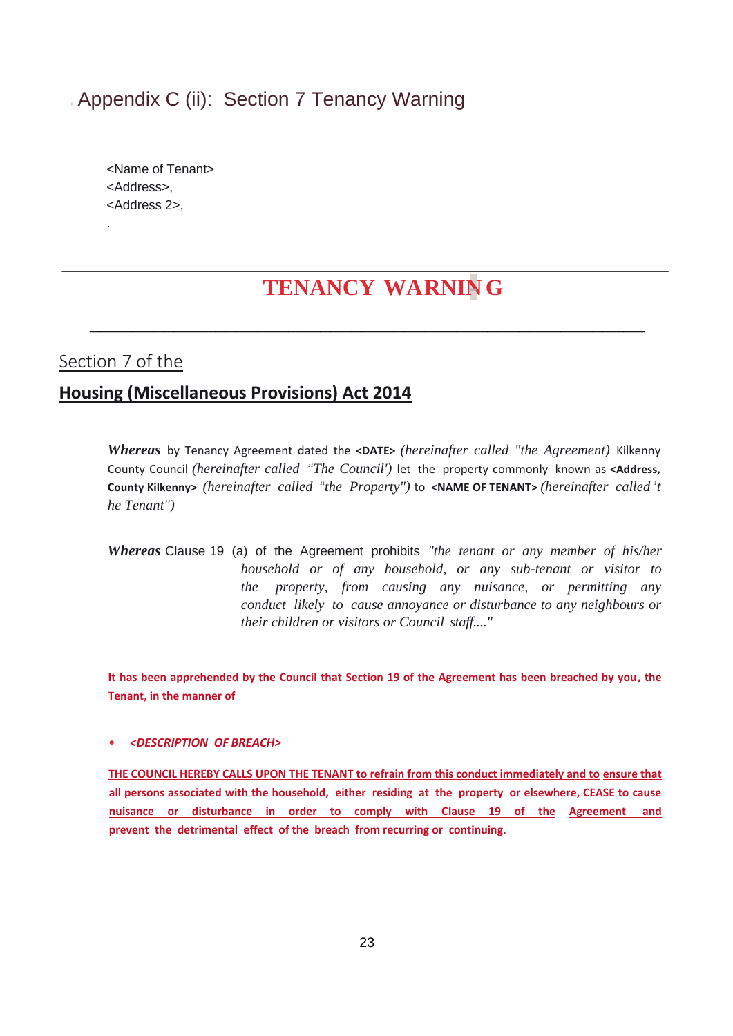# Appendix C (ii): Section 7 Tenancy Warning

<Name of Tenant>
<Address>,
<Address 2>,

.

---

## TENANCY WARNING

---

Section 7 of the

**Housing (Miscellaneous Provisions) Act 2014**

***Whereas*** by Tenancy Agreement dated the **<DATE>** *(hereinafter called "the Agreement)* Kilkenny County Council *(hereinafter called "The Council')* let the property commonly known as **<Address, County Kilkenny>** *(hereinafter called "the Property")* to **<NAME OF TENANT>** *(hereinafter called 'the Tenant")*

***Whereas*** Clause 19 (a) of the Agreement prohibits *"the tenant or any member of his/her household or of any household, or any sub-tenant or visitor to the property, from causing any nuisance, or permitting any conduct likely to cause annoyance or disturbance to any neighbours or their children or visitors or Council staff...."*

**It has been apprehended by the Council that Section 19 of the Agreement has been breached by you, the Tenant, in the manner of**

- ***<DESCRIPTION OF BREACH>***

**THE COUNCIL HEREBY CALLS UPON THE TENANT to refrain from this conduct immediately and to ensure that all persons associated with the household, either residing at the property or elsewhere, CEASE to cause nuisance or disturbance in order to comply with Clause 19 of the Agreement and prevent the detrimental effect of the breach from recurring or continuing.**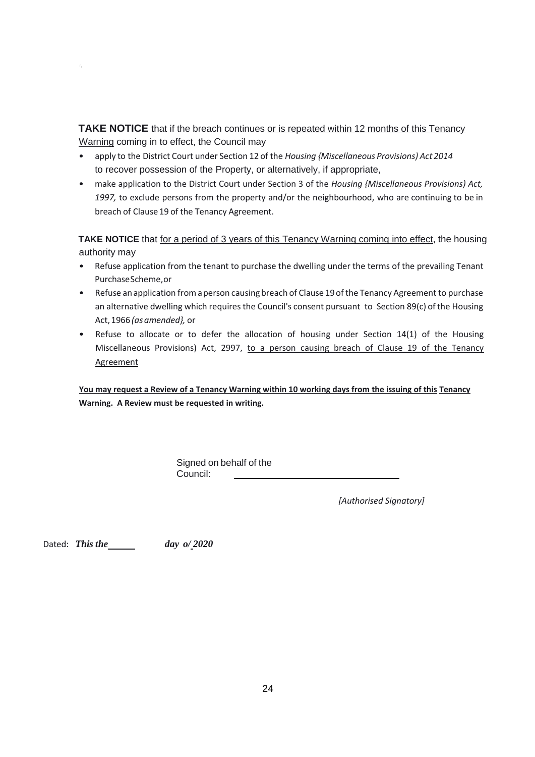**TAKE NOTICE** that if the breach continues or is repeated within 12 months of this Tenancy Warning coming in to effect, the Council may

- apply to the District Court under Section 12 of the *Housing {Miscellaneous Provisions) Act 2014* to recover possession of the Property, or alternatively, if appropriate,
- make application to the District Court under Section 3 of the *Housing {Miscellaneous Provisions) Act, 1997,* to exclude persons from the property and/or the neighbourhood, who are continuing to be in breach of Clause 19 of the Tenancy Agreement.

**TAKE NOTICE** that for a period of 3 years of this Tenancy Warning coming into effect, the housing authority may

- Refuse application from the tenant to purchase the dwelling under the terms of the prevailing Tenant PurchaseScheme,or
- Refuse an application from a person causing breach of Clause 19 of the Tenancy Agreement to purchase an alternative dwelling which requires the Council's consent pursuant to Section 89(c) of the Housing Act, 1966 *(as amended},* or
- Refuse to allocate or to defer the allocation of housing under Section 14(1) of the Housing Miscellaneous Provisions) Act, 2997, to a person causing breach of Clause 19 of the Tenancy Agreement

**You may request a Review of a Tenancy Warning within 10 working days from the issuing of this Tenancy Warning. A Review must be requested in writing.**

Signed on behalf of the Council: ______________________________

*[Authorised Signatory]*

Dated: ***This the*** ______ ***day o/ 2020***